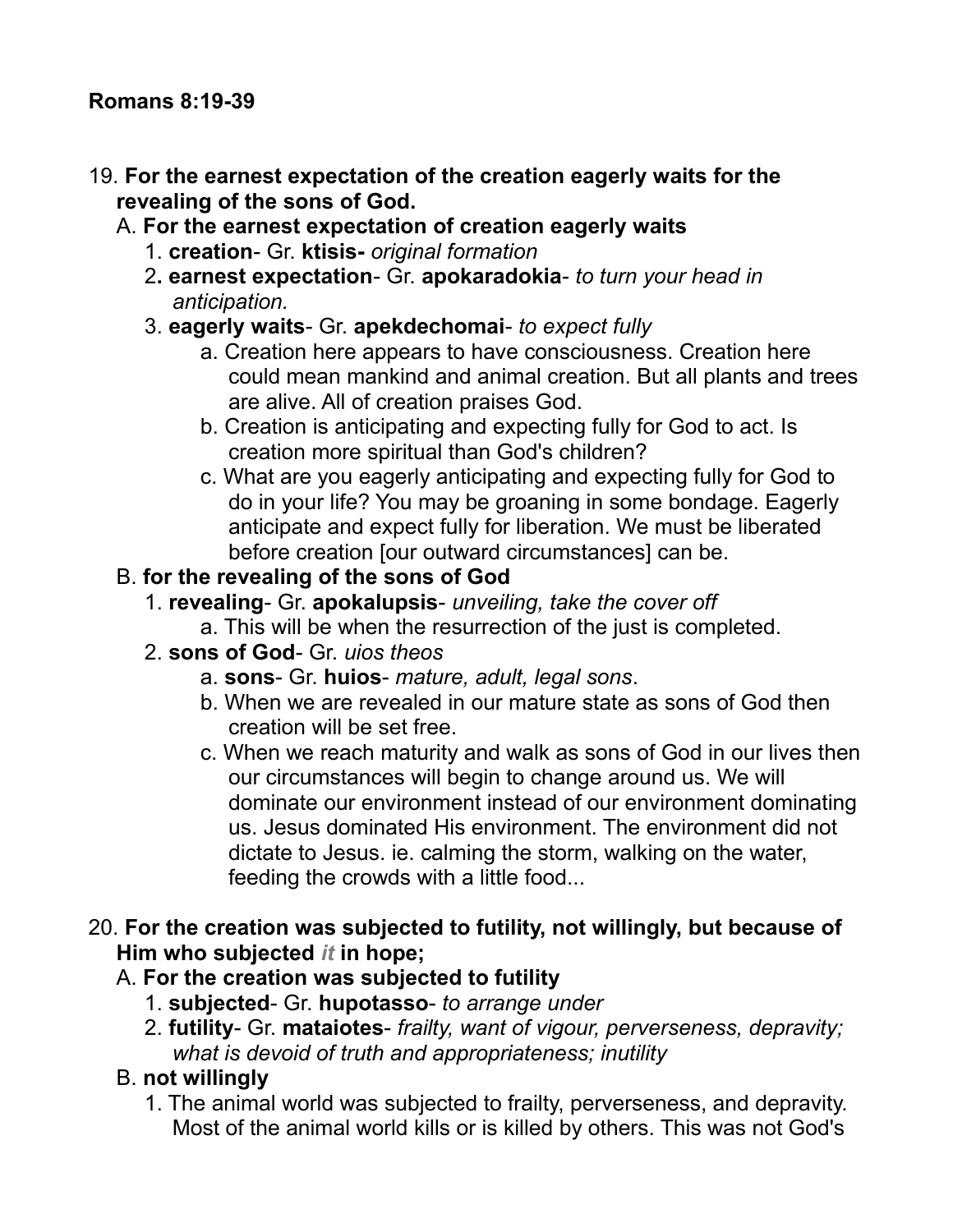**Romans 8:19-39**

19. **For the earnest expectation of the creation eagerly waits for the revealing of the sons of God.**
    A. **For the earnest expectation of creation eagerly waits**
        1. **creation**- Gr. **ktisis-** *original formation*
        2**. earnest expectation**- Gr. **apokaradokia**- *to turn your head in anticipation.*
        3. **eagerly waits**- Gr. **apekdechomai**- *to expect fully*
            a. Creation here appears to have consciousness. Creation here could mean mankind and animal creation. But all plants and trees are alive. All of creation praises God.
            b. Creation is anticipating and expecting fully for God to act. Is creation more spiritual than God's children?
            c. What are you eagerly anticipating and expecting fully for God to do in your life? You may be groaning in some bondage. Eagerly anticipate and expect fully for liberation. We must be liberated before creation [our outward circumstances] can be.
    B. **for the revealing of the sons of God**
        1. **revealing**- Gr. **apokalupsis**- *unveiling, take the cover off*
            a. This will be when the resurrection of the just is completed.
        2. **sons of God**- Gr. *uios theos*
            a. **sons**- Gr. **huios**- *mature, adult, legal sons*.
            b. When we are revealed in our mature state as sons of God then creation will be set free.
            c. When we reach maturity and walk as sons of God in our lives then our circumstances will begin to change around us. We will dominate our environment instead of our environment dominating us. Jesus dominated His environment. The environment did not dictate to Jesus. ie. calming the storm, walking on the water, feeding the crowds with a little food...

20. **For the creation was subjected to futility, not willingly, but because of Him who subjected *it* in hope;**
    A. **For the creation was subjected to futility**
        1. **subjected**- Gr. **hupotasso**- *to arrange under*
        2. **futility**- Gr. **mataiotes**- *frailty, want of vigour, perverseness, depravity; what is devoid of truth and appropriateness; inutility*
    B. **not willingly**
        1. The animal world was subjected to frailty, perverseness, and depravity. Most of the animal world kills or is killed by others. This was not God's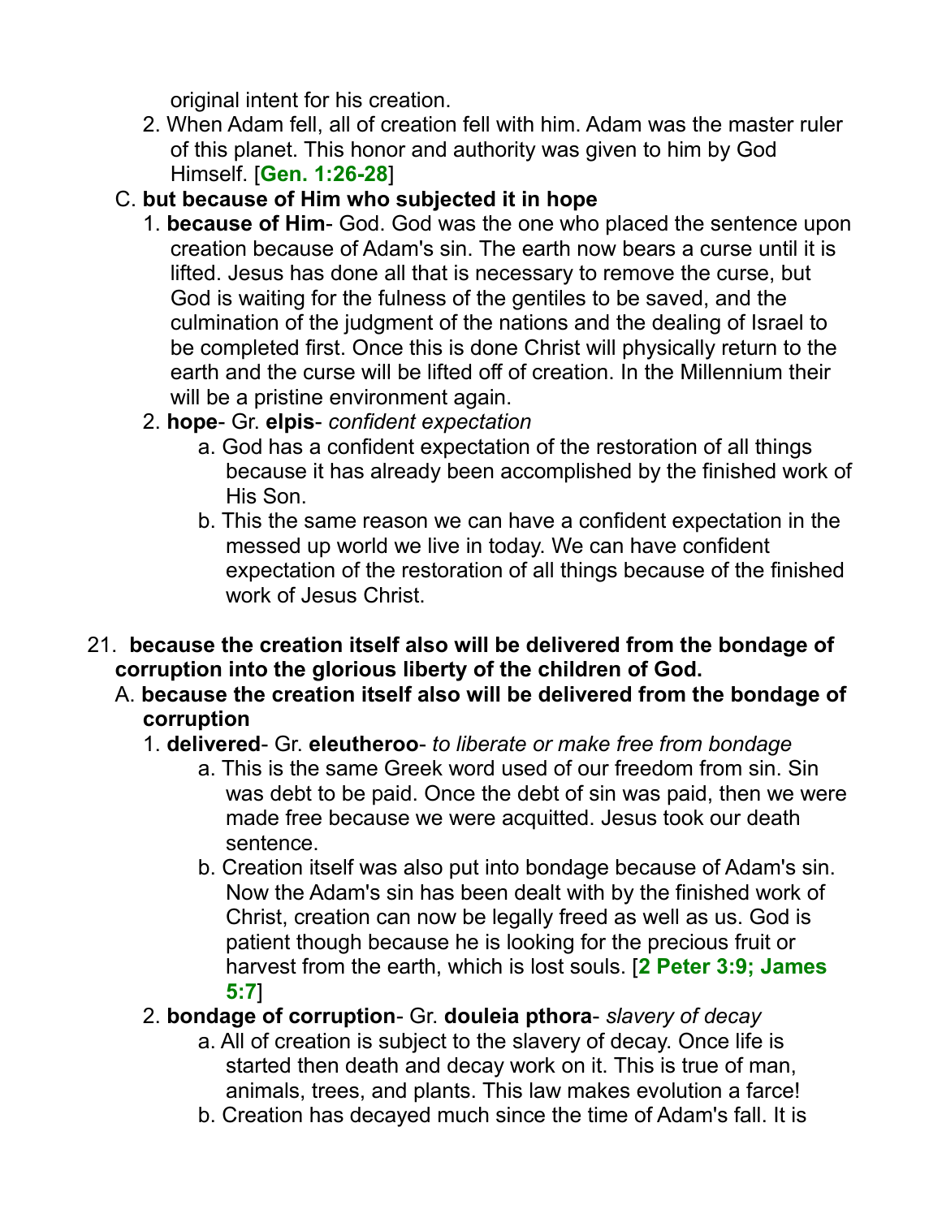original intent for his creation.

2. When Adam fell, all of creation fell with him. Adam was the master ruler of this planet. This honor and authority was given to him by God Himself. [**Gen. 1:26-28**]

C. **but because of Him who subjected it in hope**

1. **because of Him**- God. God was the one who placed the sentence upon creation because of Adam's sin. The earth now bears a curse until it is lifted. Jesus has done all that is necessary to remove the curse, but God is waiting for the fulness of the gentiles to be saved, and the culmination of the judgment of the nations and the dealing of Israel to be completed first. Once this is done Christ will physically return to the earth and the curse will be lifted off of creation. In the Millennium their will be a pristine environment again.

2. **hope**- Gr. **elpis**- *confident expectation*

   a. God has a confident expectation of the restoration of all things because it has already been accomplished by the finished work of His Son.

   b. This the same reason we can have a confident expectation in the messed up world we live in today. We can have confident expectation of the restoration of all things because of the finished work of Jesus Christ.

21. **because the creation itself also will be delivered from the bondage of corruption into the glorious liberty of the children of God.**

A. **because the creation itself also will be delivered from the bondage of corruption**

1. **delivered**- Gr. **eleutheroo**- *to liberate or make free from bondage*

   a. This is the same Greek word used of our freedom from sin. Sin was debt to be paid. Once the debt of sin was paid, then we were made free because we were acquitted. Jesus took our death sentence.

   b. Creation itself was also put into bondage because of Adam's sin. Now the Adam's sin has been dealt with by the finished work of Christ, creation can now be legally freed as well as us. God is patient though because he is looking for the precious fruit or harvest from the earth, which is lost souls. [**2 Peter 3:9; James 5:7**]

2. **bondage of corruption**- Gr. **douleia pthora**- *slavery of decay*

   a. All of creation is subject to the slavery of decay. Once life is started then death and decay work on it. This is true of man, animals, trees, and plants. This law makes evolution a farce!

   b. Creation has decayed much since the time of Adam's fall. It is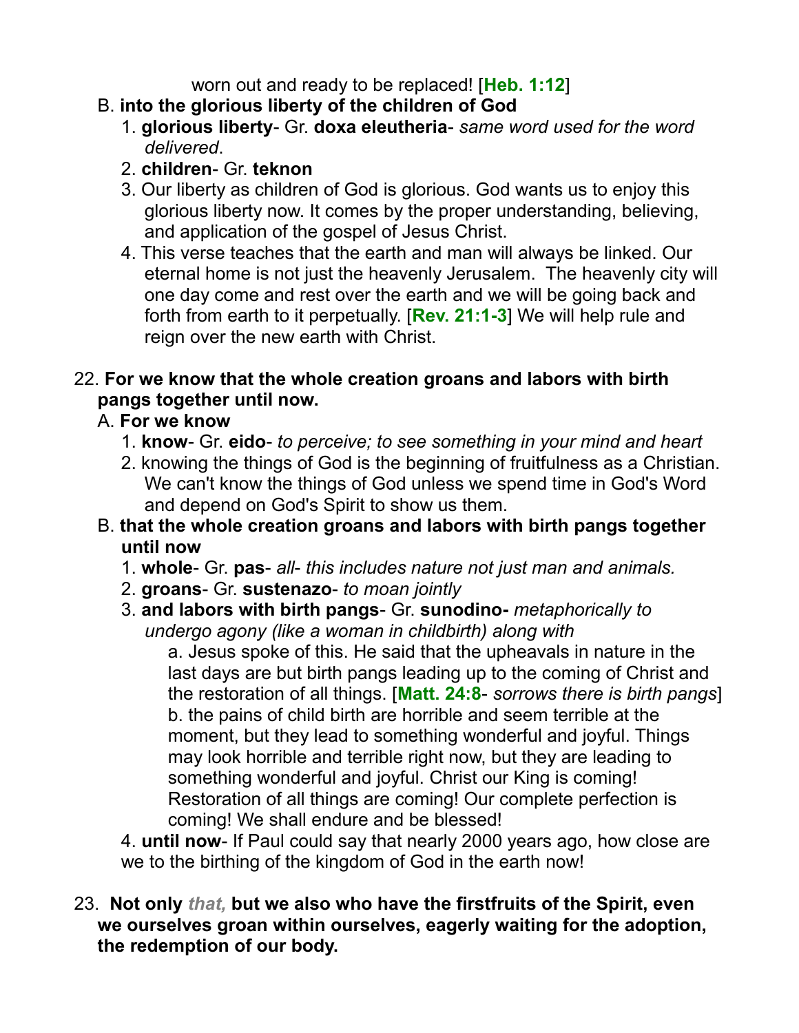worn out and ready to be replaced! [**Heb. 1:12**]

B. **into the glorious liberty of the children of God**

1. **glorious liberty**- Gr. **doxa eleutheria**- *same word used for the word delivered*.
2. **children**- Gr. **teknon**
3. Our liberty as children of God is glorious. God wants us to enjoy this glorious liberty now. It comes by the proper understanding, believing, and application of the gospel of Jesus Christ.
4. This verse teaches that the earth and man will always be linked. Our eternal home is not just the heavenly Jerusalem. The heavenly city will one day come and rest over the earth and we will be going back and forth from earth to it perpetually. [**Rev. 21:1-3**] We will help rule and reign over the new earth with Christ.

22. **For we know that the whole creation groans and labors with birth pangs together until now.**

A. **For we know**

1. **know**- Gr. **eido**- *to perceive; to see something in your mind and heart*
2. knowing the things of God is the beginning of fruitfulness as a Christian. We can't know the things of God unless we spend time in God's Word and depend on God's Spirit to show us them.

B. **that the whole creation groans and labors with birth pangs together until now**

1. **whole**- Gr. **pas**- *all- this includes nature not just man and animals.*
2. **groans**- Gr. **sustenazo**- *to moan jointly*
3. **and labors with birth pangs**- Gr. **sunodino-** *metaphorically to undergo agony (like a woman in childbirth) along with*

   a. Jesus spoke of this. He said that the upheavals in nature in the last days are but birth pangs leading up to the coming of Christ and the restoration of all things. [**Matt. 24:8**- *sorrows there is birth pangs*]
   
   b. the pains of child birth are horrible and seem terrible at the moment, but they lead to something wonderful and joyful. Things may look horrible and terrible right now, but they are leading to something wonderful and joyful. Christ our King is coming! Restoration of all things are coming! Our complete perfection is coming! We shall endure and be blessed!

4. **until now**- If Paul could say that nearly 2000 years ago, how close are we to the birthing of the kingdom of God in the earth now!

23. **Not only *that,* but we also who have the firstfruits of the Spirit, even we ourselves groan within ourselves, eagerly waiting for the adoption, the redemption of our body.**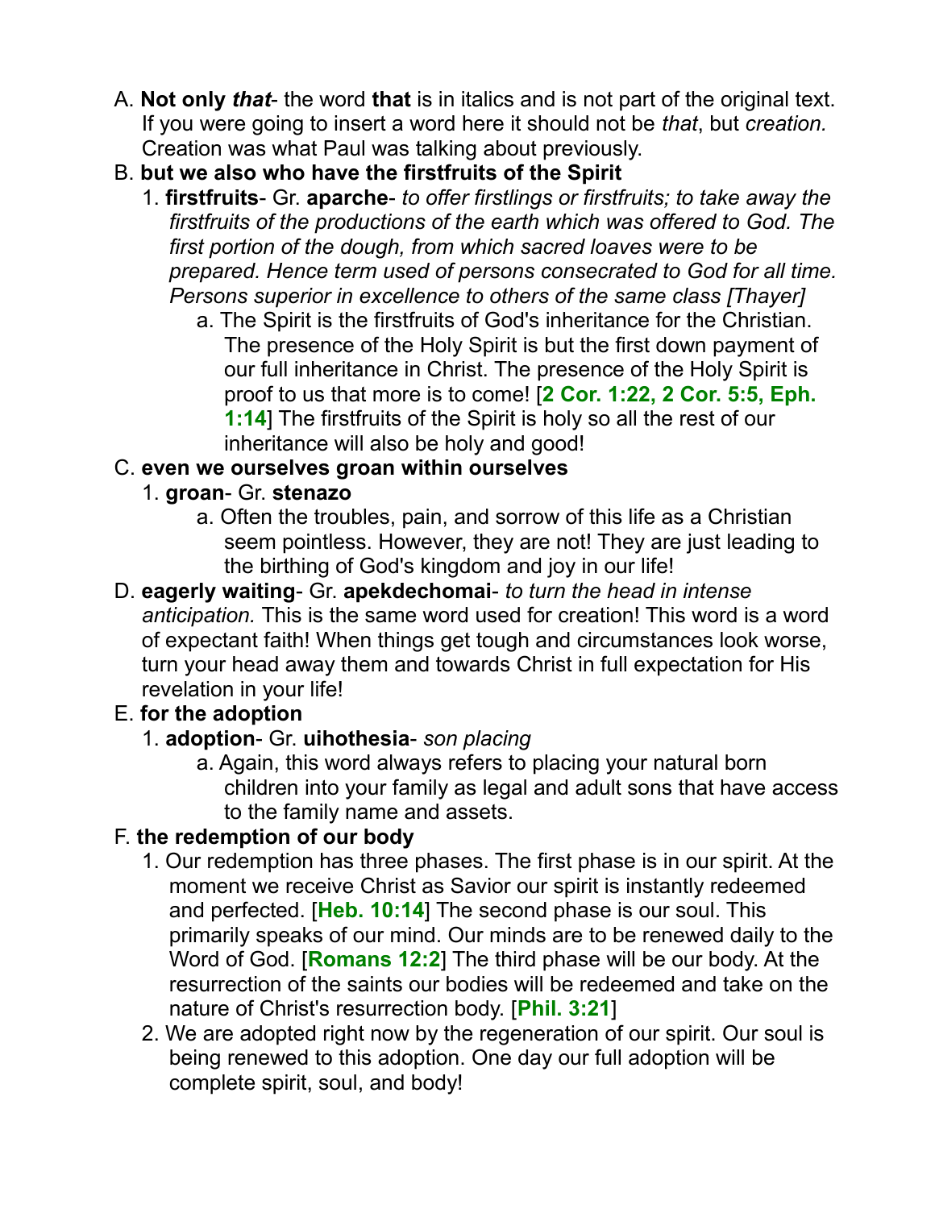A. **Not only *that***- the word **that** is in italics and is not part of the original text. If you were going to insert a word here it should not be *that*, but *creation.* Creation was what Paul was talking about previously.

B. **but we also who have the firstfruits of the Spirit**

   1. **firstfruits**- Gr. **aparche**- *to offer firstlings or firstfruits; to take away the firstfruits of the productions of the earth which was offered to God. The first portion of the dough, from which sacred loaves were to be prepared. Hence term used of persons consecrated to God for all time. Persons superior in excellence to others of the same class [Thayer]*

      a. The Spirit is the firstfruits of God's inheritance for the Christian. The presence of the Holy Spirit is but the first down payment of our full inheritance in Christ. The presence of the Holy Spirit is proof to us that more is to come! [**2 Cor. 1:22, 2 Cor. 5:5, Eph. 1:14**] The firstfruits of the Spirit is holy so all the rest of our inheritance will also be holy and good!

C. **even we ourselves groan within ourselves**

   1. **groan**- Gr. **stenazo**

      a. Often the troubles, pain, and sorrow of this life as a Christian seem pointless. However, they are not! They are just leading to the birthing of God's kingdom and joy in our life!

D. **eagerly waiting**- Gr. **apekdechomai**- *to turn the head in intense anticipation.* This is the same word used for creation! This word is a word of expectant faith! When things get tough and circumstances look worse, turn your head away them and towards Christ in full expectation for His revelation in your life!

E. **for the adoption**

   1. **adoption**- Gr. **uihothesia**- *son placing*

      a. Again, this word always refers to placing your natural born children into your family as legal and adult sons that have access to the family name and assets.

F. **the redemption of our body**

   1. Our redemption has three phases. The first phase is in our spirit. At the moment we receive Christ as Savior our spirit is instantly redeemed and perfected. [**Heb. 10:14**] The second phase is our soul. This primarily speaks of our mind. Our minds are to be renewed daily to the Word of God. [**Romans 12:2**] The third phase will be our body. At the resurrection of the saints our bodies will be redeemed and take on the nature of Christ's resurrection body. [**Phil. 3:21**]

   2. We are adopted right now by the regeneration of our spirit. Our soul is being renewed to this adoption. One day our full adoption will be complete spirit, soul, and body!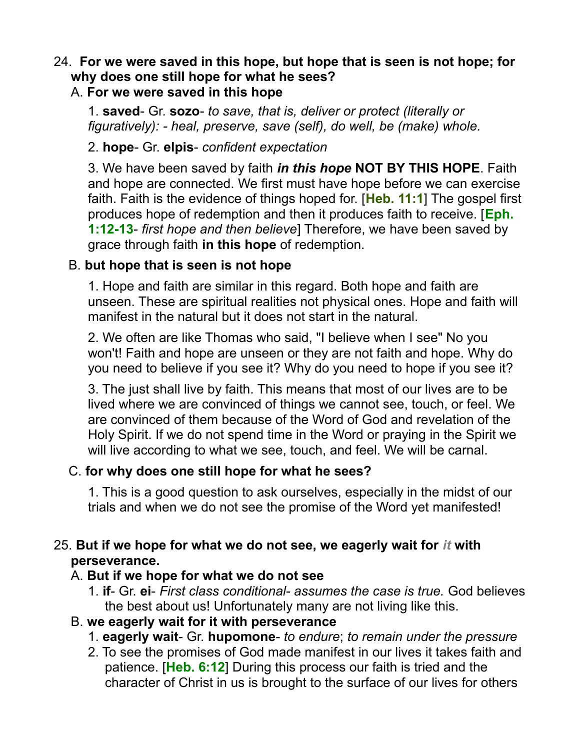24. **For we were saved in this hope, but hope that is seen is not hope; for why does one still hope for what he sees?**

   A. **For we were saved in this hope**

   1. **saved**- Gr. **sozo**- *to save, that is, deliver or protect (literally or figuratively): - heal, preserve, save (self), do well, be (make) whole.*

   2. **hope**- Gr. **elpis**- *confident expectation*

   3. We have been saved by faith ***in this hope*** **NOT BY THIS HOPE**. Faith and hope are connected. We first must have hope before we can exercise faith. Faith is the evidence of things hoped for. [**Heb. 11:1**] The gospel first produces hope of redemption and then it produces faith to receive. [**Eph. 1:12-13**- *first hope and then believe*] Therefore, we have been saved by grace through faith **in this hope** of redemption.

   B. **but hope that is seen is not hope**

   1. Hope and faith are similar in this regard. Both hope and faith are unseen. These are spiritual realities not physical ones. Hope and faith will manifest in the natural but it does not start in the natural.

   2. We often are like Thomas who said, "I believe when I see" No you won't! Faith and hope are unseen or they are not faith and hope. Why do you need to believe if you see it? Why do you need to hope if you see it?

   3. The just shall live by faith. This means that most of our lives are to be lived where we are convinced of things we cannot see, touch, or feel. We are convinced of them because of the Word of God and revelation of the Holy Spirit. If we do not spend time in the Word or praying in the Spirit we will live according to what we see, touch, and feel. We will be carnal.

   C. **for why does one still hope for what he sees?**

   1. This is a good question to ask ourselves, especially in the midst of our trials and when we do not see the promise of the Word yet manifested!

25. **But if we hope for what we do not see, we eagerly wait for *it* with perseverance.**

   A. **But if we hope for what we do not see**

   1. **if**- Gr. **ei**- *First class conditional- assumes the case is true.* God believes the best about us! Unfortunately many are not living like this.

   B. **we eagerly wait for it with perseverance**

   1. **eagerly wait**- Gr. **hupomone**- *to endure*; *to remain under the pressure*

   2. To see the promises of God made manifest in our lives it takes faith and patience. [**Heb. 6:12**] During this process our faith is tried and the character of Christ in us is brought to the surface of our lives for others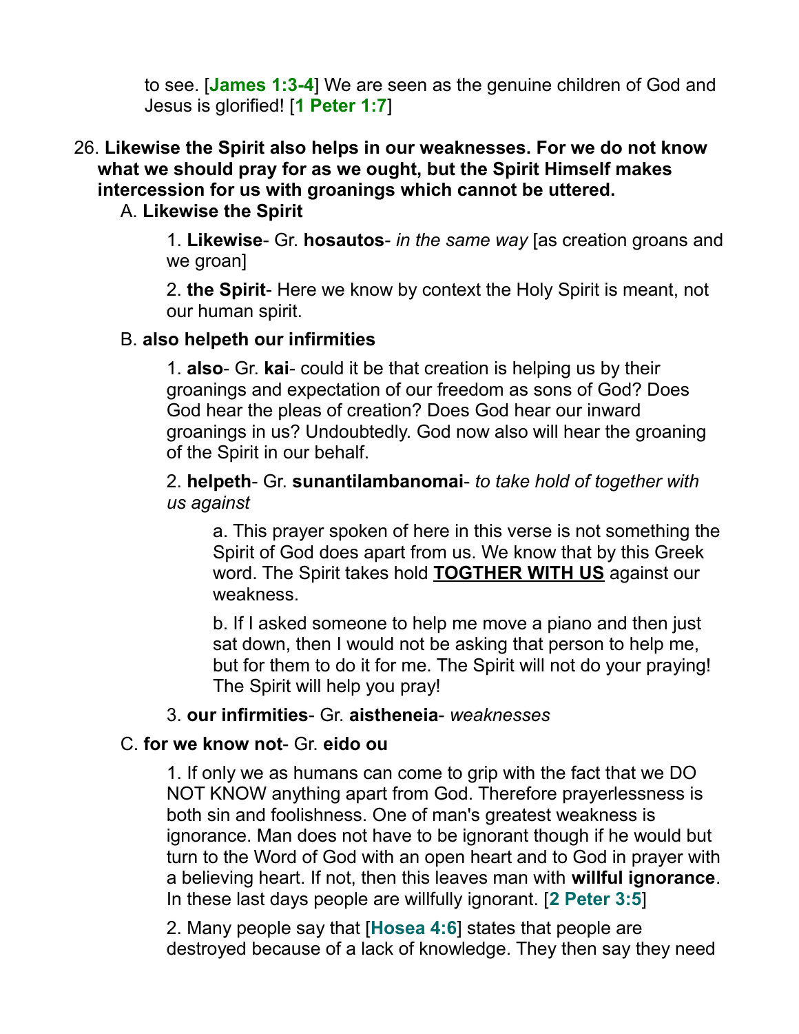to see. [**James 1:3-4**] We are seen as the genuine children of God and Jesus is glorified! [**1 Peter 1:7**]

26. **Likewise the Spirit also helps in our weaknesses. For we do not know what we should pray for as we ought, but the Spirit Himself makes intercession for us with groanings which cannot be uttered.**

   A. **Likewise the Spirit**

      1. **Likewise**- Gr. **hosautos**- *in the same way* [as creation groans and we groan]

      2. **the Spirit**- Here we know by context the Holy Spirit is meant, not our human spirit.

   B. **also helpeth our infirmities**

      1. **also**- Gr. **kai**- could it be that creation is helping us by their groanings and expectation of our freedom as sons of God? Does God hear the pleas of creation? Does God hear our inward groanings in us? Undoubtedly. God now also will hear the groaning of the Spirit in our behalf.

      2. **helpeth**- Gr. **sunantilambanomai**- *to take hold of together with us against*

         a. This prayer spoken of here in this verse is not something the Spirit of God does apart from us. We know that by this Greek word. The Spirit takes hold **<u>TOGTHER WITH US</u>** against our weakness.

         b. If I asked someone to help me move a piano and then just sat down, then I would not be asking that person to help me, but for them to do it for me. The Spirit will not do your praying! The Spirit will help you pray!

      3. **our infirmities**- Gr. **aistheneia**- *weaknesses*

   C. **for we know not**- Gr. **eido ou**

      1. If only we as humans can come to grip with the fact that we DO NOT KNOW anything apart from God. Therefore prayerlessness is both sin and foolishness. One of man's greatest weakness is ignorance. Man does not have to be ignorant though if he would but turn to the Word of God with an open heart and to God in prayer with a believing heart. If not, then this leaves man with **willful ignorance**. In these last days people are willfully ignorant. [**2 Peter 3:5**]

      2. Many people say that [**Hosea 4:6**] states that people are destroyed because of a lack of knowledge. They then say they need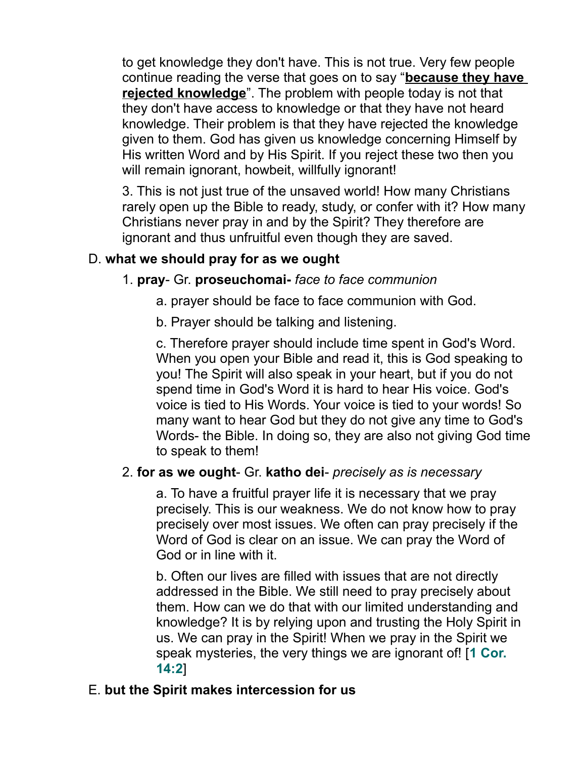to get knowledge they don't have. This is not true. Very few people continue reading the verse that goes on to say "**because they have rejected knowledge**". The problem with people today is not that they don't have access to knowledge or that they have not heard knowledge. Their problem is that they have rejected the knowledge given to them. God has given us knowledge concerning Himself by His written Word and by His Spirit. If you reject these two then you will remain ignorant, howbeit, willfully ignorant!

3. This is not just true of the unsaved world! How many Christians rarely open up the Bible to ready, study, or confer with it? How many Christians never pray in and by the Spirit? They therefore are ignorant and thus unfruitful even though they are saved.

D. **what we should pray for as we ought**

1. **pray**- Gr. **proseuchomai-** *face to face communion*

a. prayer should be face to face communion with God.

b. Prayer should be talking and listening.

c. Therefore prayer should include time spent in God's Word. When you open your Bible and read it, this is God speaking to you! The Spirit will also speak in your heart, but if you do not spend time in God's Word it is hard to hear His voice. God's voice is tied to His Words. Your voice is tied to your words! So many want to hear God but they do not give any time to God's Words- the Bible. In doing so, they are also not giving God time to speak to them!

2. **for as we ought**- Gr. **katho dei**- *precisely as is necessary*

a. To have a fruitful prayer life it is necessary that we pray precisely. This is our weakness. We do not know how to pray precisely over most issues. We often can pray precisely if the Word of God is clear on an issue. We can pray the Word of God or in line with it.

b. Often our lives are filled with issues that are not directly addressed in the Bible. We still need to pray precisely about them. How can we do that with our limited understanding and knowledge? It is by relying upon and trusting the Holy Spirit in us. We can pray in the Spirit! When we pray in the Spirit we speak mysteries, the very things we are ignorant of! [**1 Cor. 14:2**]

E. **but the Spirit makes intercession for us**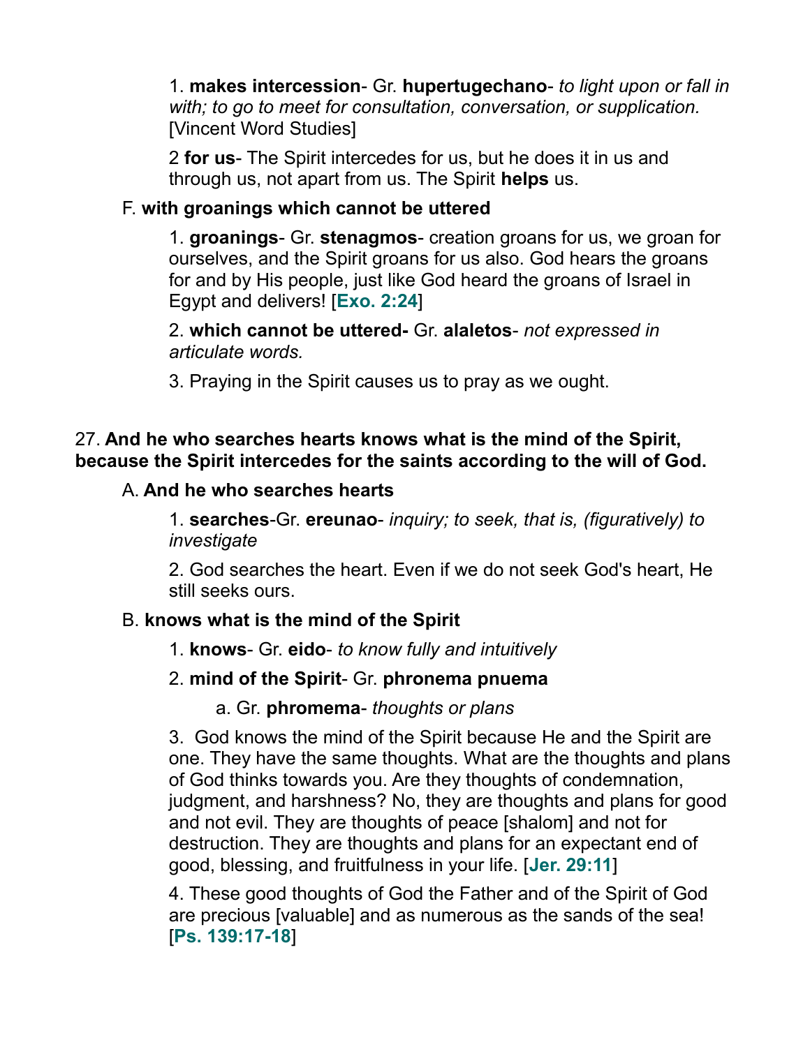1. **makes intercession**- Gr. **hupertugechano**- *to light upon or fall in with; to go to meet for consultation, conversation, or supplication.* [Vincent Word Studies]

2 **for us**- The Spirit intercedes for us, but he does it in us and through us, not apart from us. The Spirit **helps** us.

F. **with groanings which cannot be uttered**

1. **groanings**- Gr. **stenagmos**- creation groans for us, we groan for ourselves, and the Spirit groans for us also. God hears the groans for and by His people, just like God heard the groans of Israel in Egypt and delivers! [**Exo. 2:24**]

2. **which cannot be uttered-** Gr. **alaletos**- *not expressed in articulate words.*

3. Praying in the Spirit causes us to pray as we ought.

27. **And he who searches hearts knows what is the mind of the Spirit, because the Spirit intercedes for the saints according to the will of God.**

A. **And he who searches hearts**

1. **searches**-Gr. **ereunao**- *inquiry; to seek, that is, (figuratively) to investigate*

2. God searches the heart. Even if we do not seek God's heart, He still seeks ours.

B. **knows what is the mind of the Spirit**

1. **knows**- Gr. **eido**- *to know fully and intuitively*

2. **mind of the Spirit**- Gr. **phronema pnuema**

a. Gr. **phromema**- *thoughts or plans*

3. God knows the mind of the Spirit because He and the Spirit are one. They have the same thoughts. What are the thoughts and plans of God thinks towards you. Are they thoughts of condemnation, judgment, and harshness? No, they are thoughts and plans for good and not evil. They are thoughts of peace [shalom] and not for destruction. They are thoughts and plans for an expectant end of good, blessing, and fruitfulness in your life. [**Jer. 29:11**]

4. These good thoughts of God the Father and of the Spirit of God are precious [valuable] and as numerous as the sands of the sea! [**Ps. 139:17-18**]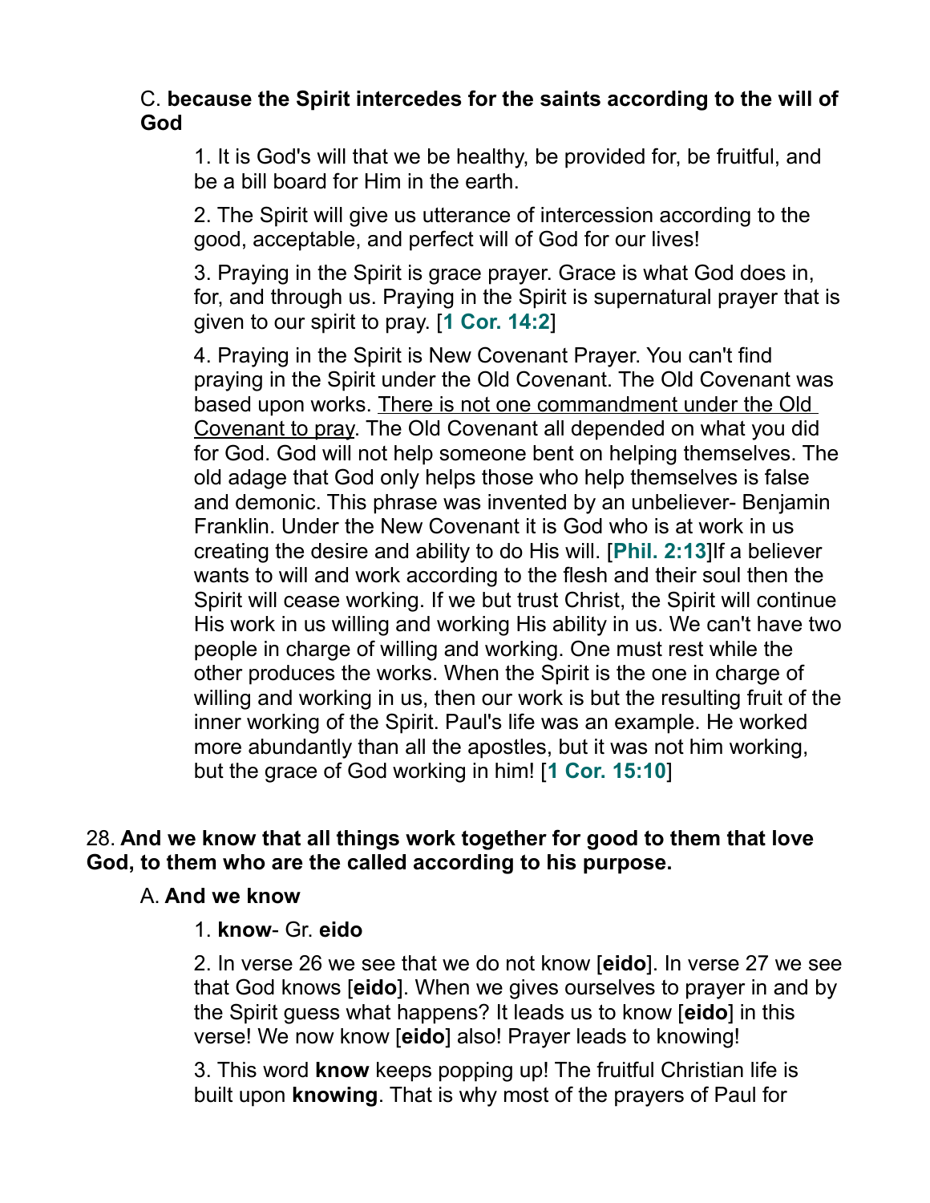C. **because the Spirit intercedes for the saints according to the will of God**

1. It is God's will that we be healthy, be provided for, be fruitful, and be a bill board for Him in the earth.

2. The Spirit will give us utterance of intercession according to the good, acceptable, and perfect will of God for our lives!

3. Praying in the Spirit is grace prayer. Grace is what God does in, for, and through us. Praying in the Spirit is supernatural prayer that is given to our spirit to pray. [**1 Cor. 14:2**]

4. Praying in the Spirit is New Covenant Prayer. You can't find praying in the Spirit under the Old Covenant. The Old Covenant was based upon works. <u>There is not one commandment under the Old Covenant to pray</u>. The Old Covenant all depended on what you did for God. God will not help someone bent on helping themselves. The old adage that God only helps those who help themselves is false and demonic. This phrase was invented by an unbeliever- Benjamin Franklin. Under the New Covenant it is God who is at work in us creating the desire and ability to do His will. [**Phil. 2:13**]If a believer wants to will and work according to the flesh and their soul then the Spirit will cease working. If we but trust Christ, the Spirit will continue His work in us willing and working His ability in us. We can't have two people in charge of willing and working. One must rest while the other produces the works. When the Spirit is the one in charge of willing and working in us, then our work is but the resulting fruit of the inner working of the Spirit. Paul's life was an example. He worked more abundantly than all the apostles, but it was not him working, but the grace of God working in him! [**1 Cor. 15:10**]

28. **And we know that all things work together for good to them that love God, to them who are the called according to his purpose.**

A. **And we know**

1. **know**- Gr. **eido**

2. In verse 26 we see that we do not know [**eido**]. In verse 27 we see that God knows [**eido**]. When we gives ourselves to prayer in and by the Spirit guess what happens? It leads us to know [**eido**] in this verse! We now know [**eido**] also! Prayer leads to knowing!

3. This word **know** keeps popping up! The fruitful Christian life is built upon **knowing**. That is why most of the prayers of Paul for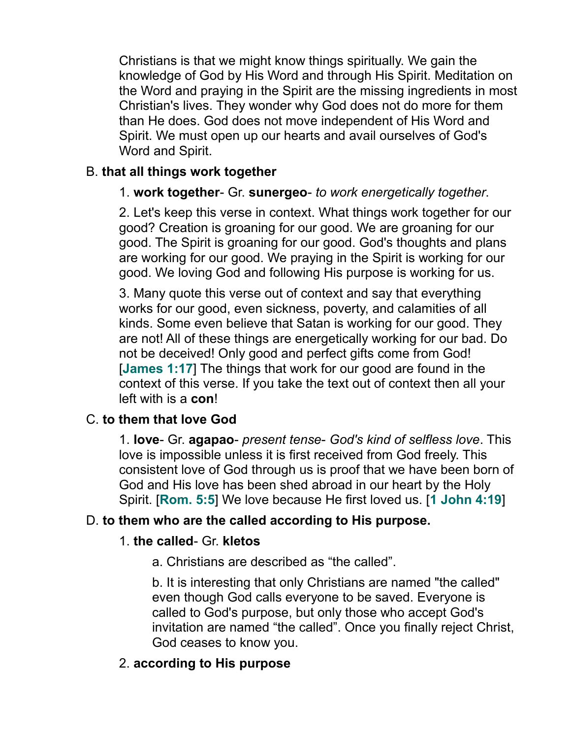Christians is that we might know things spiritually. We gain the knowledge of God by His Word and through His Spirit. Meditation on the Word and praying in the Spirit are the missing ingredients in most Christian's lives. They wonder why God does not do more for them than He does. God does not move independent of His Word and Spirit. We must open up our hearts and avail ourselves of God's Word and Spirit.

B. **that all things work together**

1. **work together**- Gr. **sunergeo**- *to work energetically together*.

2. Let's keep this verse in context. What things work together for our good? Creation is groaning for our good. We are groaning for our good. The Spirit is groaning for our good. God's thoughts and plans are working for our good. We praying in the Spirit is working for our good. We loving God and following His purpose is working for us.

3. Many quote this verse out of context and say that everything works for our good, even sickness, poverty, and calamities of all kinds. Some even believe that Satan is working for our good. They are not! All of these things are energetically working for our bad. Do not be deceived! Only good and perfect gifts come from God! [**James 1:17**] The things that work for our good are found in the context of this verse. If you take the text out of context then all your left with is a **con**!

C. **to them that love God**

1. **love**- Gr. **agapao**- *present tense- God's kind of selfless love*. This love is impossible unless it is first received from God freely. This consistent love of God through us is proof that we have been born of God and His love has been shed abroad in our heart by the Holy Spirit. [**Rom. 5:5**] We love because He first loved us. [**1 John 4:19**]

D. **to them who are the called according to His purpose.**

1. **the called**- Gr. **kletos**

a. Christians are described as "the called".

b. It is interesting that only Christians are named "the called" even though God calls everyone to be saved. Everyone is called to God's purpose, but only those who accept God's invitation are named "the called". Once you finally reject Christ, God ceases to know you.

2. **according to His purpose**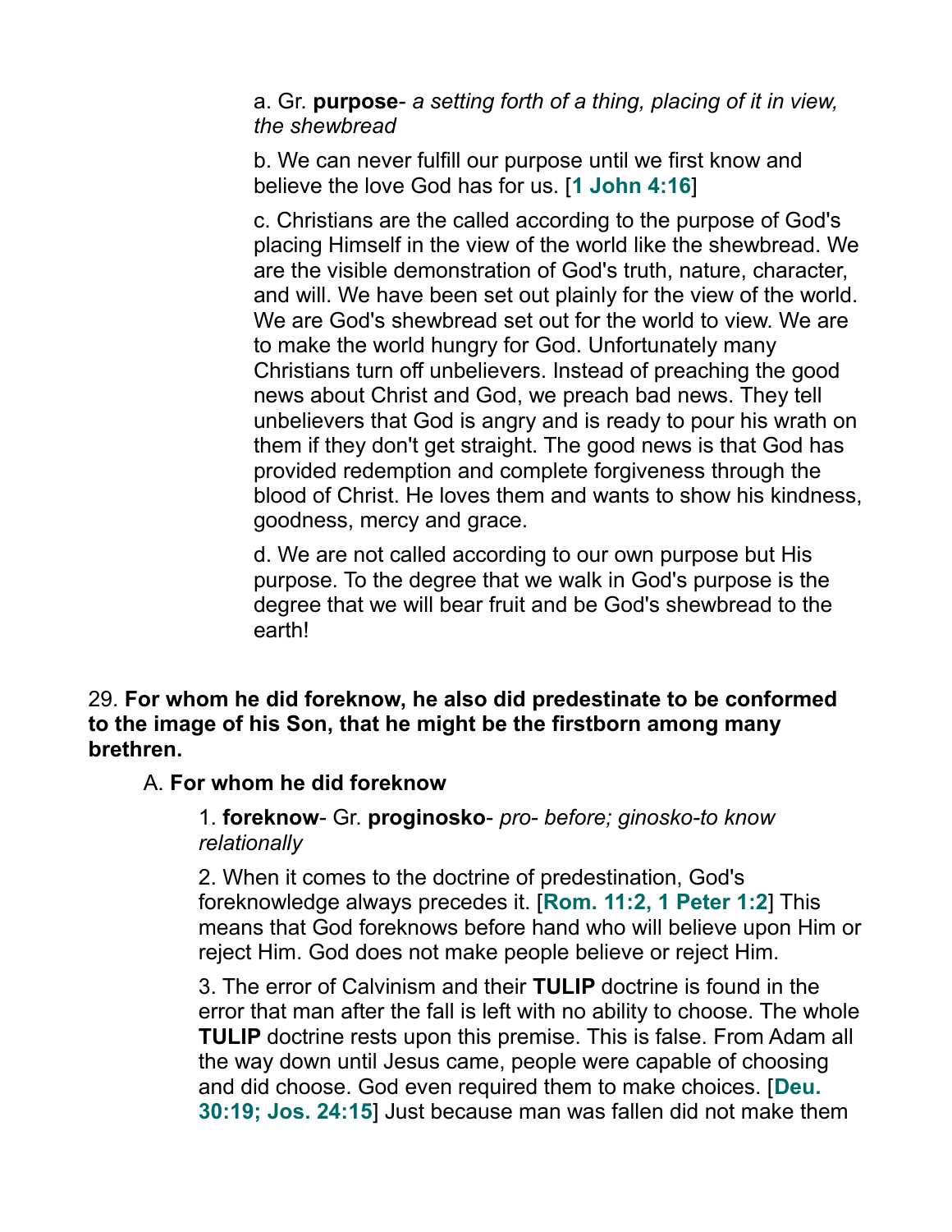a. Gr. **purpose**- *a setting forth of a thing, placing of it in view, the shewbread*

b. We can never fulfill our purpose until we first know and believe the love God has for us. [**1 John 4:16**]

c. Christians are the called according to the purpose of God's placing Himself in the view of the world like the shewbread. We are the visible demonstration of God's truth, nature, character, and will. We have been set out plainly for the view of the world. We are God's shewbread set out for the world to view. We are to make the world hungry for God. Unfortunately many Christians turn off unbelievers. Instead of preaching the good news about Christ and God, we preach bad news. They tell unbelievers that God is angry and is ready to pour his wrath on them if they don't get straight. The good news is that God has provided redemption and complete forgiveness through the blood of Christ. He loves them and wants to show his kindness, goodness, mercy and grace.

d. We are not called according to our own purpose but His purpose. To the degree that we walk in God's purpose is the degree that we will bear fruit and be God's shewbread to the earth!

29. **For whom he did foreknow, he also did predestinate to be conformed to the image of his Son, that he might be the firstborn among many brethren.**

A. **For whom he did foreknow**

1. **foreknow**- Gr. **proginosko**- *pro- before; ginosko-to know relationally*

2. When it comes to the doctrine of predestination, God's foreknowledge always precedes it. [**Rom. 11:2, 1 Peter 1:2**] This means that God foreknows before hand who will believe upon Him or reject Him. God does not make people believe or reject Him.

3. The error of Calvinism and their **TULIP** doctrine is found in the error that man after the fall is left with no ability to choose. The whole **TULIP** doctrine rests upon this premise. This is false. From Adam all the way down until Jesus came, people were capable of choosing and did choose. God even required them to make choices. [**Deu. 30:19; Jos. 24:15**] Just because man was fallen did not make them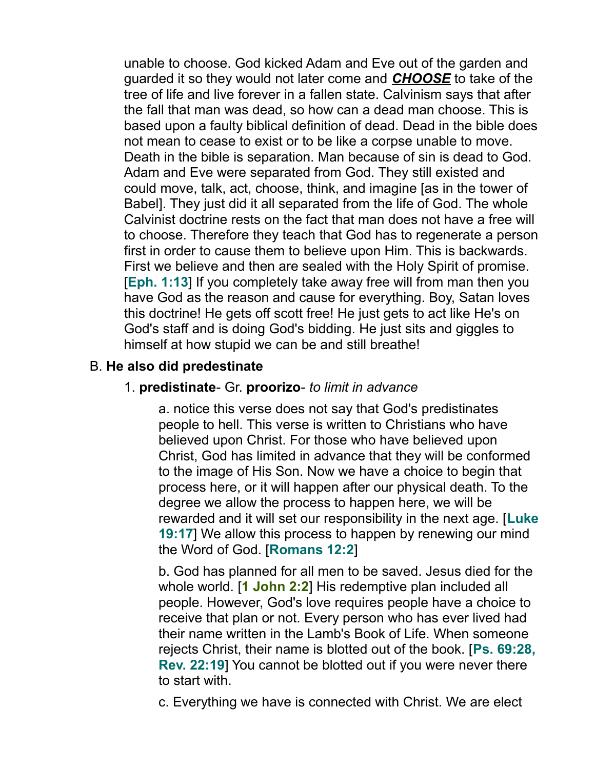unable to choose. God kicked Adam and Eve out of the garden and guarded it so they would not later come and ***CHOOSE*** to take of the tree of life and live forever in a fallen state. Calvinism says that after the fall that man was dead, so how can a dead man choose. This is based upon a faulty biblical definition of dead. Dead in the bible does not mean to cease to exist or to be like a corpse unable to move. Death in the bible is separation. Man because of sin is dead to God. Adam and Eve were separated from God. They still existed and could move, talk, act, choose, think, and imagine [as in the tower of Babel]. They just did it all separated from the life of God. The whole Calvinist doctrine rests on the fact that man does not have a free will to choose. Therefore they teach that God has to regenerate a person first in order to cause them to believe upon Him. This is backwards. First we believe and then are sealed with the Holy Spirit of promise. [**Eph. 1:13**] If you completely take away free will from man then you have God as the reason and cause for everything. Boy, Satan loves this doctrine! He gets off scott free! He just gets to act like He's on God's staff and is doing God's bidding. He just sits and giggles to himself at how stupid we can be and still breathe!

B. **He also did predestinate**

1. **predistinate**- Gr. **proorizo**- *to limit in advance*

a. notice this verse does not say that God's predistinates people to hell. This verse is written to Christians who have believed upon Christ. For those who have believed upon Christ, God has limited in advance that they will be conformed to the image of His Son. Now we have a choice to begin that process here, or it will happen after our physical death. To the degree we allow the process to happen here, we will be rewarded and it will set our responsibility in the next age. [**Luke 19:17**] We allow this process to happen by renewing our mind the Word of God. [**Romans 12:2**]

b. God has planned for all men to be saved. Jesus died for the whole world. [**1 John 2:2**] His redemptive plan included all people. However, God's love requires people have a choice to receive that plan or not. Every person who has ever lived had their name written in the Lamb's Book of Life. When someone rejects Christ, their name is blotted out of the book. [**Ps. 69:28, Rev. 22:19**] You cannot be blotted out if you were never there to start with.

c. Everything we have is connected with Christ. We are elect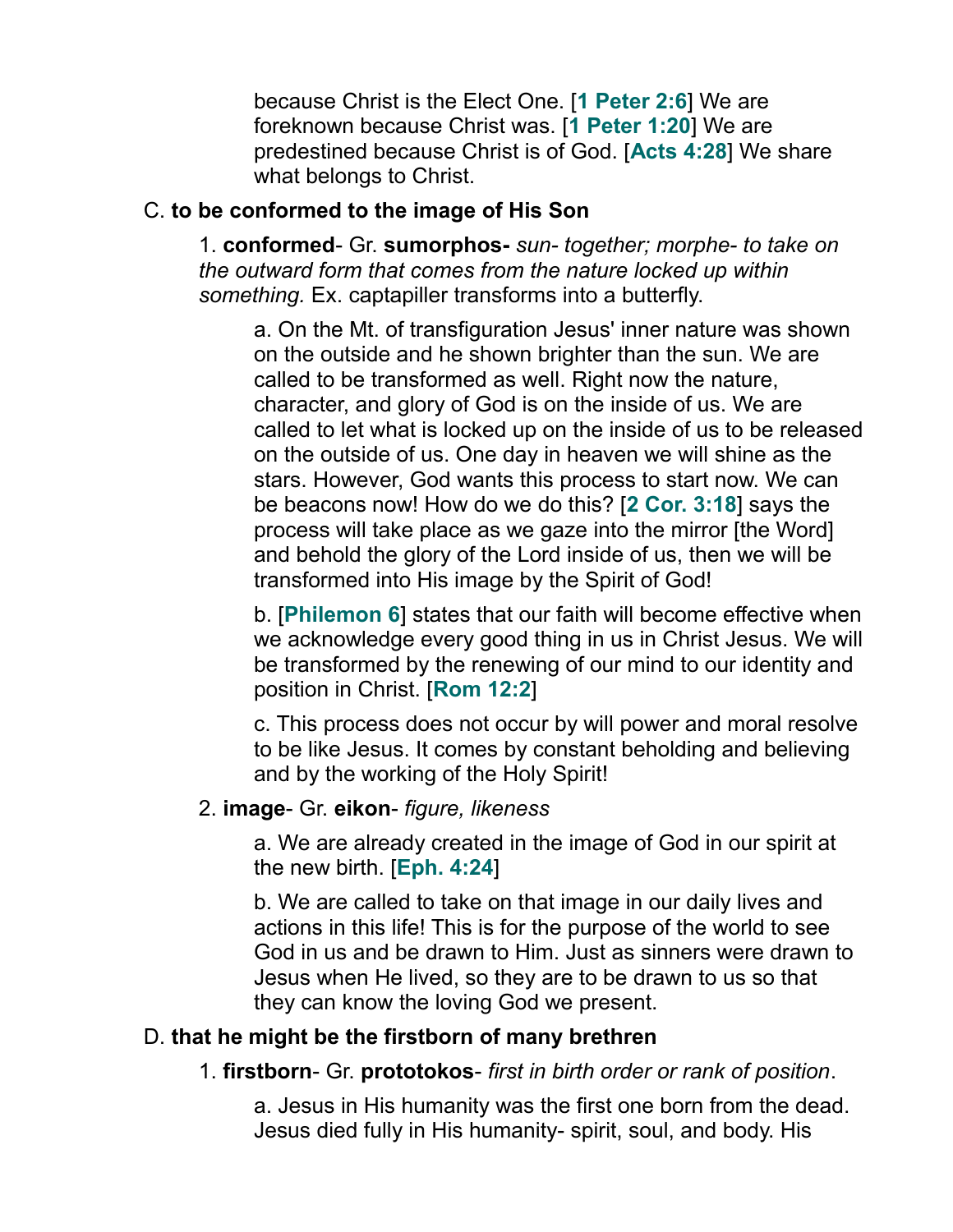because Christ is the Elect One. [**1 Peter 2:6**] We are foreknown because Christ was. [**1 Peter 1:20**] We are predestined because Christ is of God. [**Acts 4:28**] We share what belongs to Christ.

C. **to be conformed to the image of His Son**

1. **conformed**- Gr. **sumorphos-** *sun- together; morphe- to take on the outward form that comes from the nature locked up within something.* Ex. captapiller transforms into a butterfly.

a. On the Mt. of transfiguration Jesus' inner nature was shown on the outside and he shown brighter than the sun. We are called to be transformed as well. Right now the nature, character, and glory of God is on the inside of us. We are called to let what is locked up on the inside of us to be released on the outside of us. One day in heaven we will shine as the stars. However, God wants this process to start now. We can be beacons now! How do we do this? [**2 Cor. 3:18**] says the process will take place as we gaze into the mirror [the Word] and behold the glory of the Lord inside of us, then we will be transformed into His image by the Spirit of God!

b. [**Philemon 6**] states that our faith will become effective when we acknowledge every good thing in us in Christ Jesus. We will be transformed by the renewing of our mind to our identity and position in Christ. [**Rom 12:2**]

c. This process does not occur by will power and moral resolve to be like Jesus. It comes by constant beholding and believing and by the working of the Holy Spirit!

2. **image**- Gr. **eikon**- *figure, likeness*

a. We are already created in the image of God in our spirit at the new birth. [**Eph. 4:24**]

b. We are called to take on that image in our daily lives and actions in this life! This is for the purpose of the world to see God in us and be drawn to Him. Just as sinners were drawn to Jesus when He lived, so they are to be drawn to us so that they can know the loving God we present.

D. **that he might be the firstborn of many brethren**

1. **firstborn**- Gr. **prototokos**- *first in birth order or rank of position*.

a. Jesus in His humanity was the first one born from the dead. Jesus died fully in His humanity- spirit, soul, and body. His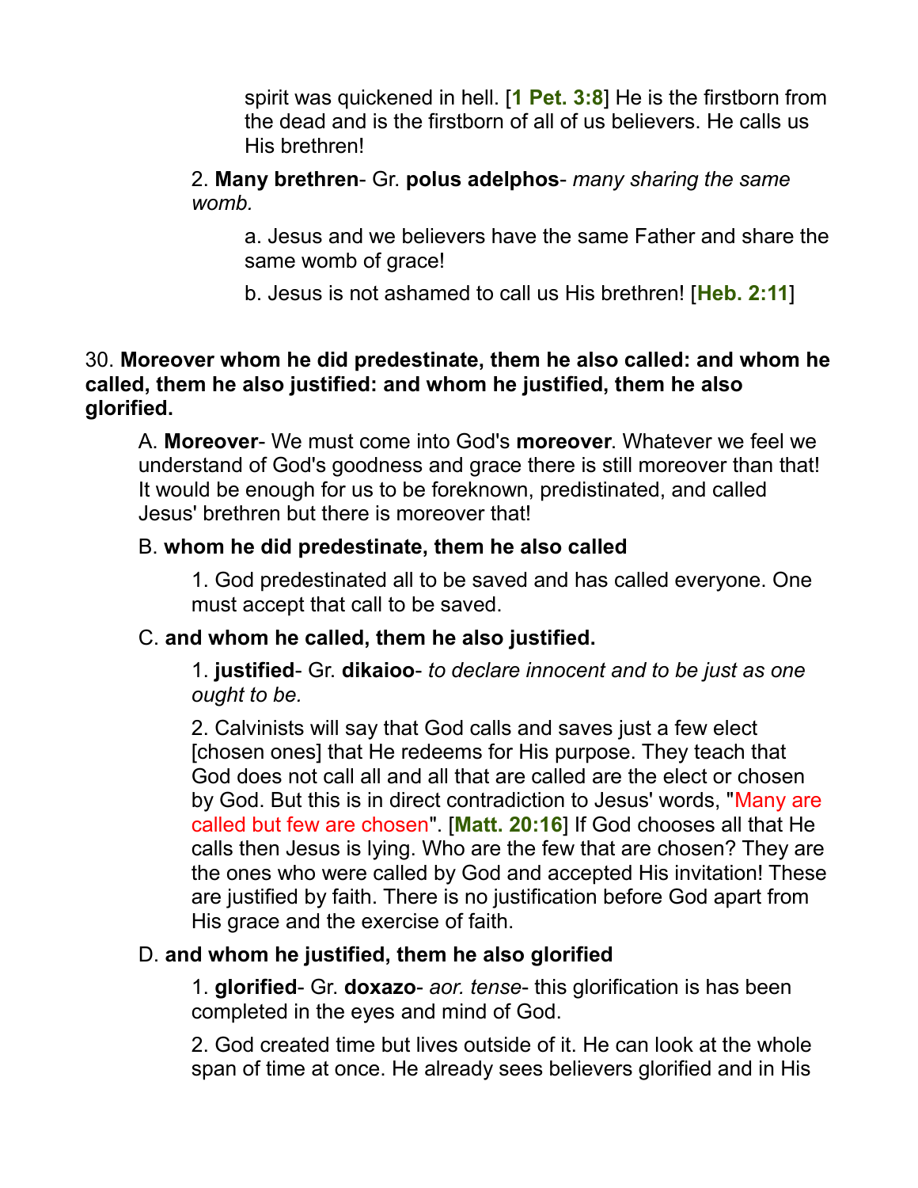spirit was quickened in hell. [**1 Pet. 3:8**] He is the firstborn from the dead and is the firstborn of all of us believers. He calls us His brethren!

2. **Many brethren**- Gr. **polus adelphos**- *many sharing the same womb.*

a. Jesus and we believers have the same Father and share the same womb of grace!

b. Jesus is not ashamed to call us His brethren! [**Heb. 2:11**]

30. **Moreover whom he did predestinate, them he also called: and whom he called, them he also justified: and whom he justified, them he also glorified.**

A. **Moreover**- We must come into God's **moreover**. Whatever we feel we understand of God's goodness and grace there is still moreover than that! It would be enough for us to be foreknown, predistinated, and called Jesus' brethren but there is moreover that!

B. **whom he did predestinate, them he also called**

1. God predestinated all to be saved and has called everyone. One must accept that call to be saved.

C. **and whom he called, them he also justified.**

1. **justified**- Gr. **dikaioo**- *to declare innocent and to be just as one ought to be.*

2. Calvinists will say that God calls and saves just a few elect [chosen ones] that He redeems for His purpose. They teach that God does not call all and all that are called are the elect or chosen by God. But this is in direct contradiction to Jesus' words, "Many are called but few are chosen". [**Matt. 20:16**] If God chooses all that He calls then Jesus is lying. Who are the few that are chosen? They are the ones who were called by God and accepted His invitation! These are justified by faith. There is no justification before God apart from His grace and the exercise of faith.

D. **and whom he justified, them he also glorified**

1. **glorified**- Gr. **doxazo**- *aor. tense*- this glorification is has been completed in the eyes and mind of God.

2. God created time but lives outside of it. He can look at the whole span of time at once. He already sees believers glorified and in His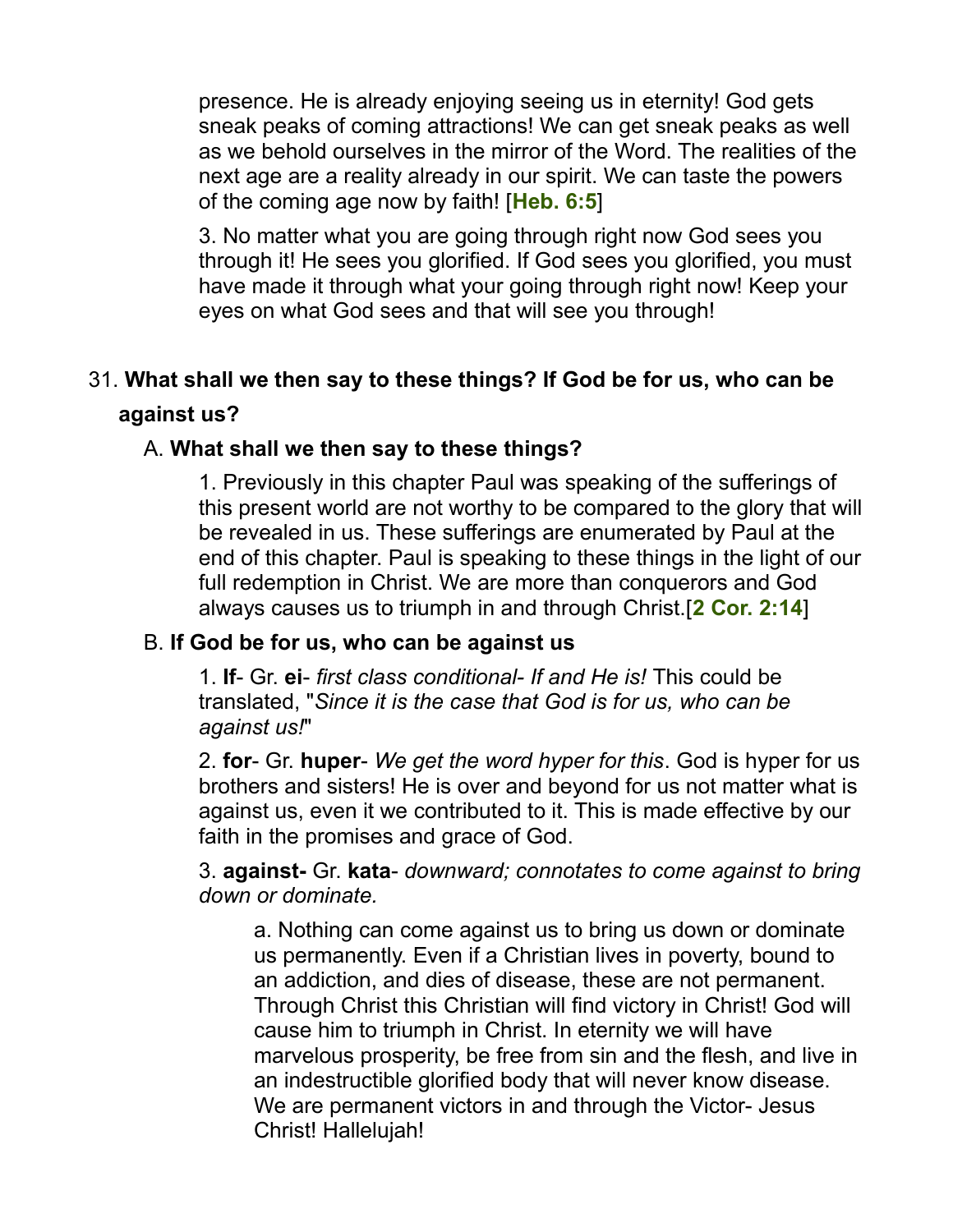presence. He is already enjoying seeing us in eternity! God gets sneak peaks of coming attractions! We can get sneak peaks as well as we behold ourselves in the mirror of the Word. The realities of the next age are a reality already in our spirit. We can taste the powers of the coming age now by faith! [**Heb. 6:5**]

3. No matter what you are going through right now God sees you through it! He sees you glorified. If God sees you glorified, you must have made it through what your going through right now! Keep your eyes on what God sees and that will see you through!

31. **What shall we then say to these things? If God be for us, who can be against us?**

A. **What shall we then say to these things?**

1. Previously in this chapter Paul was speaking of the sufferings of this present world are not worthy to be compared to the glory that will be revealed in us. These sufferings are enumerated by Paul at the end of this chapter. Paul is speaking to these things in the light of our full redemption in Christ. We are more than conquerors and God always causes us to triumph in and through Christ.[**2 Cor. 2:14**]

B. **If God be for us, who can be against us**

1. **If**- Gr. **ei**- *first class conditional- If and He is!* This could be translated, "*Since it is the case that God is for us, who can be against us!*"

2. **for**- Gr. **huper**- *We get the word hyper for this*. God is hyper for us brothers and sisters! He is over and beyond for us not matter what is against us, even it we contributed to it. This is made effective by our faith in the promises and grace of God.

3. **against-** Gr. **kata**- *downward; connotates to come against to bring down or dominate.*

a. Nothing can come against us to bring us down or dominate us permanently. Even if a Christian lives in poverty, bound to an addiction, and dies of disease, these are not permanent. Through Christ this Christian will find victory in Christ! God will cause him to triumph in Christ. In eternity we will have marvelous prosperity, be free from sin and the flesh, and live in an indestructible glorified body that will never know disease. We are permanent victors in and through the Victor- Jesus Christ! Hallelujah!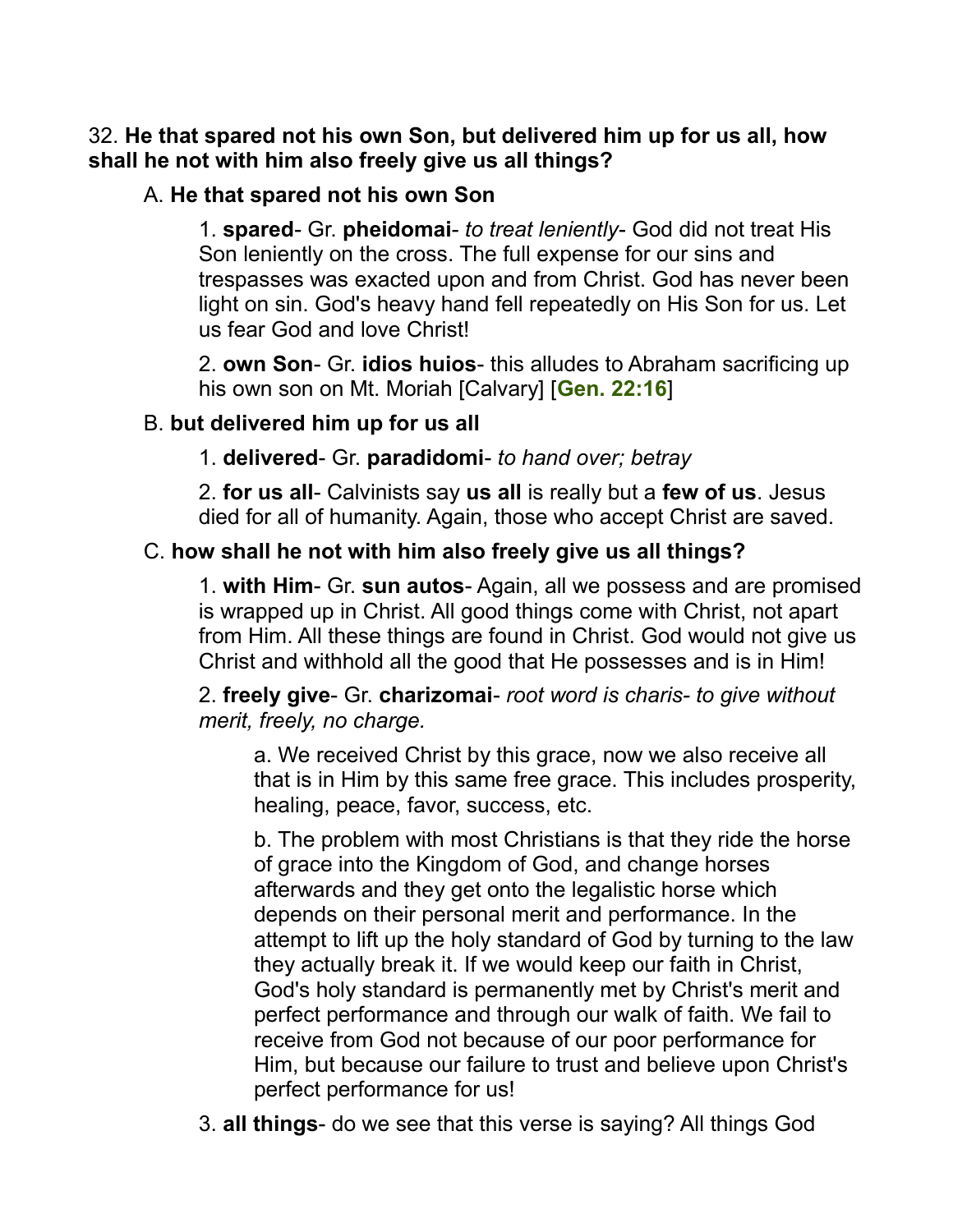32. **He that spared not his own Son, but delivered him up for us all, how shall he not with him also freely give us all things?**

A. **He that spared not his own Son**

1. **spared**- Gr. **pheidomai**- *to treat leniently*- God did not treat His Son leniently on the cross. The full expense for our sins and trespasses was exacted upon and from Christ. God has never been light on sin. God's heavy hand fell repeatedly on His Son for us. Let us fear God and love Christ!

2. **own Son**- Gr. **idios huios**- this alludes to Abraham sacrificing up his own son on Mt. Moriah [Calvary] [**Gen. 22:16**]

B. **but delivered him up for us all**

1. **delivered**- Gr. **paradidomi**- *to hand over; betray*

2. **for us all**- Calvinists say **us all** is really but a **few of us**. Jesus died for all of humanity. Again, those who accept Christ are saved.

C. **how shall he not with him also freely give us all things?**

1. **with Him**- Gr. **sun autos**- Again, all we possess and are promised is wrapped up in Christ. All good things come with Christ, not apart from Him. All these things are found in Christ. God would not give us Christ and withhold all the good that He possesses and is in Him!

2. **freely give**- Gr. **charizomai**- *root word is charis- to give without merit, freely, no charge.*

a. We received Christ by this grace, now we also receive all that is in Him by this same free grace. This includes prosperity, healing, peace, favor, success, etc.

b. The problem with most Christians is that they ride the horse of grace into the Kingdom of God, and change horses afterwards and they get onto the legalistic horse which depends on their personal merit and performance. In the attempt to lift up the holy standard of God by turning to the law they actually break it. If we would keep our faith in Christ, God's holy standard is permanently met by Christ's merit and perfect performance and through our walk of faith. We fail to receive from God not because of our poor performance for Him, but because our failure to trust and believe upon Christ's perfect performance for us!

3. **all things**- do we see that this verse is saying? All things God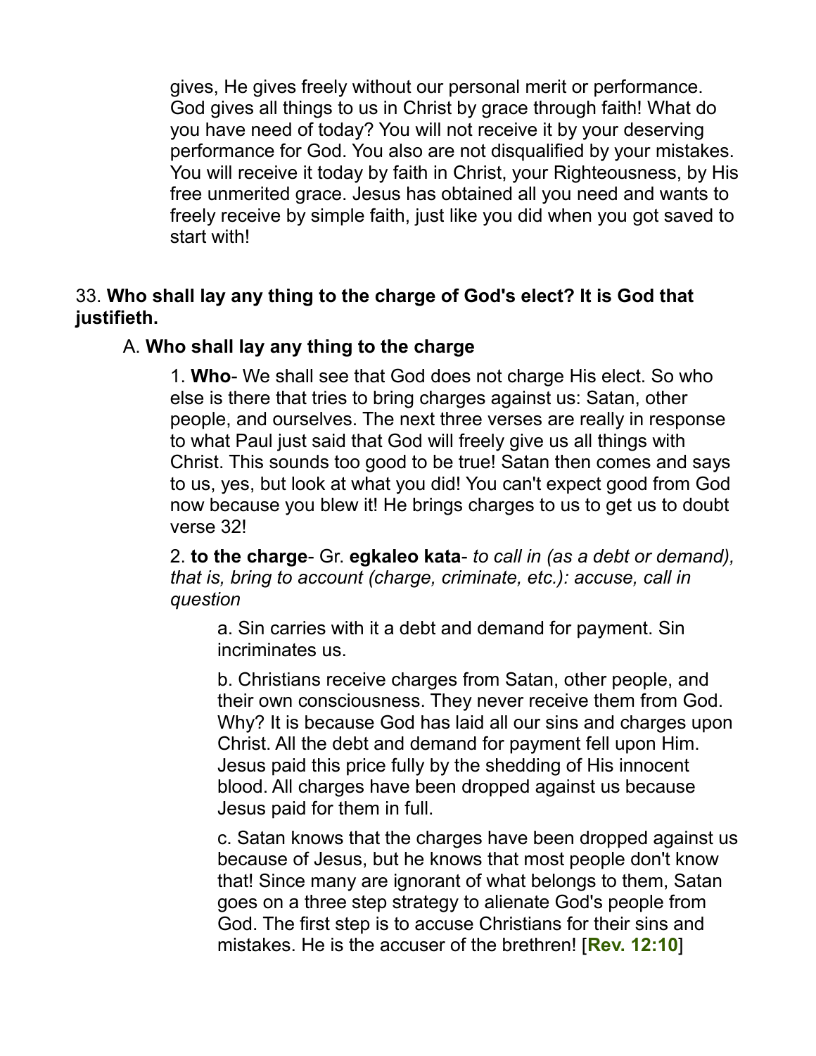gives, He gives freely without our personal merit or performance. God gives all things to us in Christ by grace through faith! What do you have need of today? You will not receive it by your deserving performance for God. You also are not disqualified by your mistakes. You will receive it today by faith in Christ, your Righteousness, by His free unmerited grace. Jesus has obtained all you need and wants to freely receive by simple faith, just like you did when you got saved to start with!

33. **Who shall lay any thing to the charge of God's elect? It is God that justifieth.**

A. **Who shall lay any thing to the charge**

1. **Who**- We shall see that God does not charge His elect. So who else is there that tries to bring charges against us: Satan, other people, and ourselves. The next three verses are really in response to what Paul just said that God will freely give us all things with Christ. This sounds too good to be true! Satan then comes and says to us, yes, but look at what you did! You can't expect good from God now because you blew it! He brings charges to us to get us to doubt verse 32!

2. **to the charge**- Gr. **egkaleo kata**- *to call in (as a debt or demand), that is, bring to account (charge, criminate, etc.): accuse, call in question*

a. Sin carries with it a debt and demand for payment. Sin incriminates us.

b. Christians receive charges from Satan, other people, and their own consciousness. They never receive them from God. Why? It is because God has laid all our sins and charges upon Christ. All the debt and demand for payment fell upon Him. Jesus paid this price fully by the shedding of His innocent blood. All charges have been dropped against us because Jesus paid for them in full.

c. Satan knows that the charges have been dropped against us because of Jesus, but he knows that most people don't know that! Since many are ignorant of what belongs to them, Satan goes on a three step strategy to alienate God's people from God. The first step is to accuse Christians for their sins and mistakes. He is the accuser of the brethren! [**Rev. 12:10**]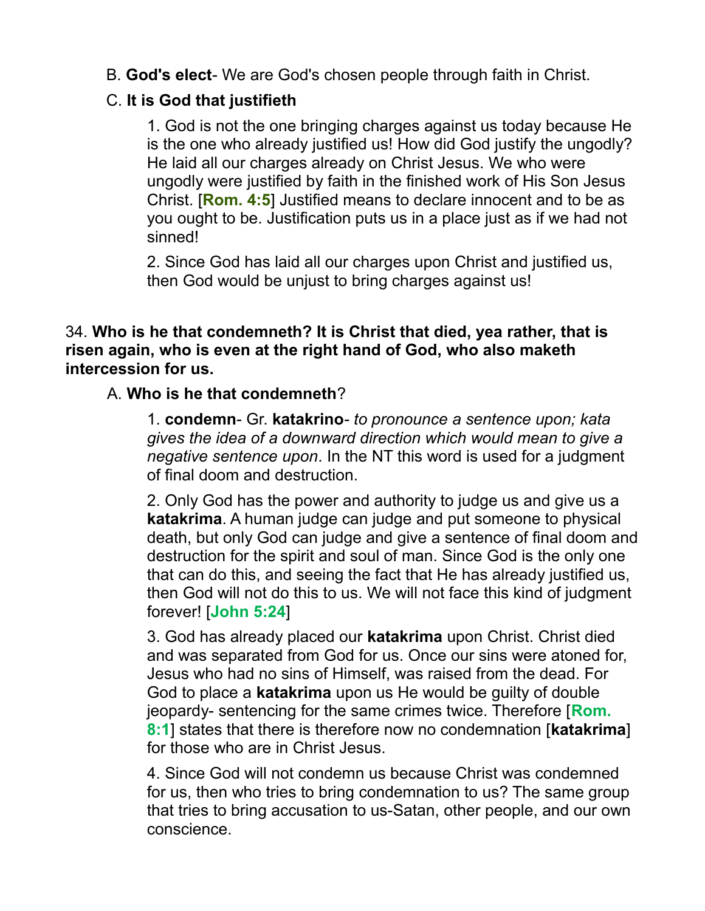B. **God's elect**- We are God's chosen people through faith in Christ.

C. **It is God that justifieth**

1. God is not the one bringing charges against us today because He is the one who already justified us! How did God justify the ungodly? He laid all our charges already on Christ Jesus. We who were ungodly were justified by faith in the finished work of His Son Jesus Christ. [**Rom. 4:5**] Justified means to declare innocent and to be as you ought to be. Justification puts us in a place just as if we had not sinned!

2. Since God has laid all our charges upon Christ and justified us, then God would be unjust to bring charges against us!

34. **Who is he that condemneth? It is Christ that died, yea rather, that is risen again, who is even at the right hand of God, who also maketh intercession for us.**

A. **Who is he that condemneth**?

1. **condemn**- Gr. **katakrino**- *to pronounce a sentence upon; kata gives the idea of a downward direction which would mean to give a negative sentence upon*. In the NT this word is used for a judgment of final doom and destruction.

2. Only God has the power and authority to judge us and give us a **katakrima**. A human judge can judge and put someone to physical death, but only God can judge and give a sentence of final doom and destruction for the spirit and soul of man. Since God is the only one that can do this, and seeing the fact that He has already justified us, then God will not do this to us. We will not face this kind of judgment forever! [**John 5:24**]

3. God has already placed our **katakrima** upon Christ. Christ died and was separated from God for us. Once our sins were atoned for, Jesus who had no sins of Himself, was raised from the dead. For God to place a **katakrima** upon us He would be guilty of double jeopardy- sentencing for the same crimes twice. Therefore [**Rom. 8:1**] states that there is therefore now no condemnation [**katakrima**] for those who are in Christ Jesus.

4. Since God will not condemn us because Christ was condemned for us, then who tries to bring condemnation to us? The same group that tries to bring accusation to us-Satan, other people, and our own conscience.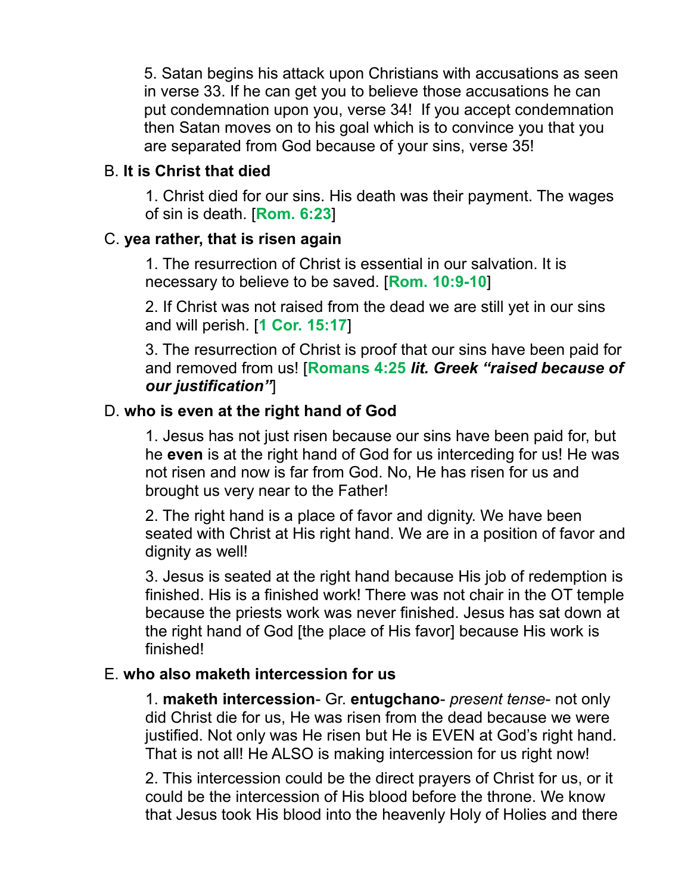5. Satan begins his attack upon Christians with accusations as seen in verse 33. If he can get you to believe those accusations he can put condemnation upon you, verse 34! If you accept condemnation then Satan moves on to his goal which is to convince you that you are separated from God because of your sins, verse 35!

B. **It is Christ that died**

1. Christ died for our sins. His death was their payment. The wages of sin is death. [**Rom. 6:23**]

C. **yea rather, that is risen again**

1. The resurrection of Christ is essential in our salvation. It is necessary to believe to be saved. [**Rom. 10:9-10**]

2. If Christ was not raised from the dead we are still yet in our sins and will perish. [**1 Cor. 15:17**]

3. The resurrection of Christ is proof that our sins have been paid for and removed from us! [**Romans 4:25** ***lit. Greek "raised because of our justification"***]

D. **who is even at the right hand of God**

1. Jesus has not just risen because our sins have been paid for, but he **even** is at the right hand of God for us interceding for us! He was not risen and now is far from God. No, He has risen for us and brought us very near to the Father!

2. The right hand is a place of favor and dignity. We have been seated with Christ at His right hand. We are in a position of favor and dignity as well!

3. Jesus is seated at the right hand because His job of redemption is finished. His is a finished work! There was not chair in the OT temple because the priests work was never finished. Jesus has sat down at the right hand of God [the place of His favor] because His work is finished!

E. **who also maketh intercession for us**

1. **maketh intercession**- Gr. **entugchano**- *present tense*- not only did Christ die for us, He was risen from the dead because we were justified. Not only was He risen but He is EVEN at God's right hand. That is not all! He ALSO is making intercession for us right now!

2. This intercession could be the direct prayers of Christ for us, or it could be the intercession of His blood before the throne. We know that Jesus took His blood into the heavenly Holy of Holies and there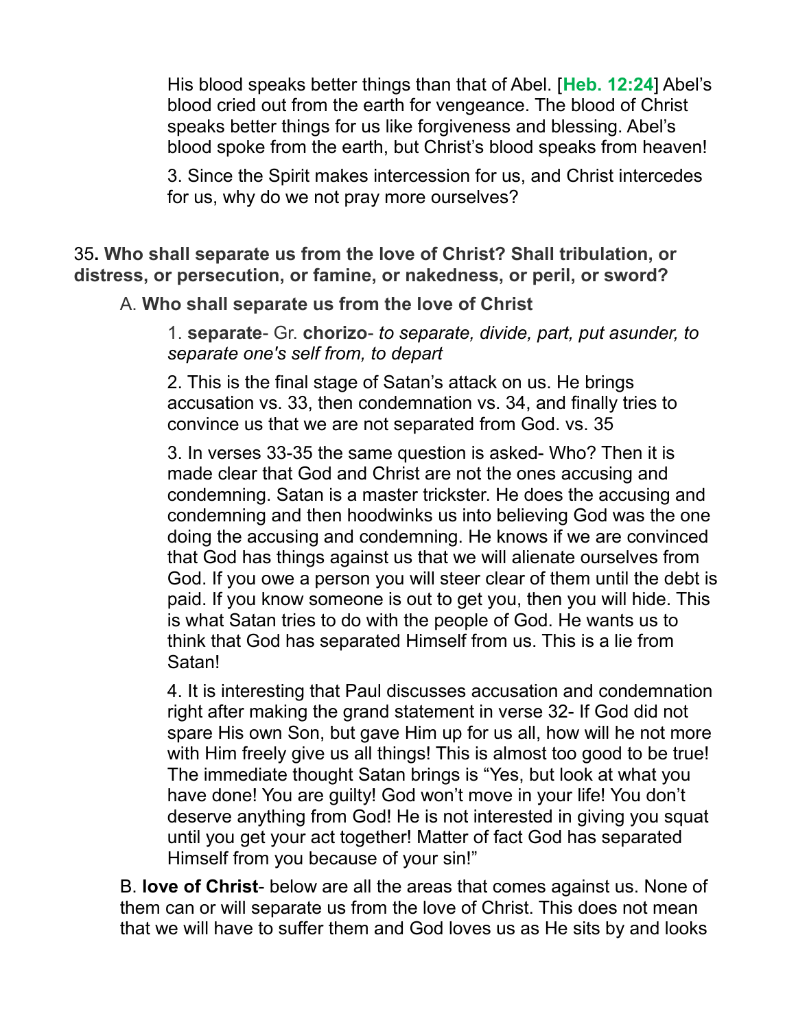His blood speaks better things than that of Abel. [**Heb. 12:24**] Abel's blood cried out from the earth for vengeance. The blood of Christ speaks better things for us like forgiveness and blessing. Abel's blood spoke from the earth, but Christ's blood speaks from heaven!

3. Since the Spirit makes intercession for us, and Christ intercedes for us, why do we not pray more ourselves?

35**. Who shall separate us from the love of Christ? Shall tribulation, or distress, or persecution, or famine, or nakedness, or peril, or sword?**

A. **Who shall separate us from the love of Christ**

1. **separate**- Gr. **chorizo**- *to separate, divide, part, put asunder, to separate one's self from, to depart*

2. This is the final stage of Satan's attack on us. He brings accusation vs. 33, then condemnation vs. 34, and finally tries to convince us that we are not separated from God. vs. 35

3. In verses 33-35 the same question is asked- Who? Then it is made clear that God and Christ are not the ones accusing and condemning. Satan is a master trickster. He does the accusing and condemning and then hoodwinks us into believing God was the one doing the accusing and condemning. He knows if we are convinced that God has things against us that we will alienate ourselves from God. If you owe a person you will steer clear of them until the debt is paid. If you know someone is out to get you, then you will hide. This is what Satan tries to do with the people of God. He wants us to think that God has separated Himself from us. This is a lie from Satan!

4. It is interesting that Paul discusses accusation and condemnation right after making the grand statement in verse 32- If God did not spare His own Son, but gave Him up for us all, how will he not more with Him freely give us all things! This is almost too good to be true! The immediate thought Satan brings is "Yes, but look at what you have done! You are guilty! God won't move in your life! You don't deserve anything from God! He is not interested in giving you squat until you get your act together! Matter of fact God has separated Himself from you because of your sin!"

B. **love of Christ**- below are all the areas that comes against us. None of them can or will separate us from the love of Christ. This does not mean that we will have to suffer them and God loves us as He sits by and looks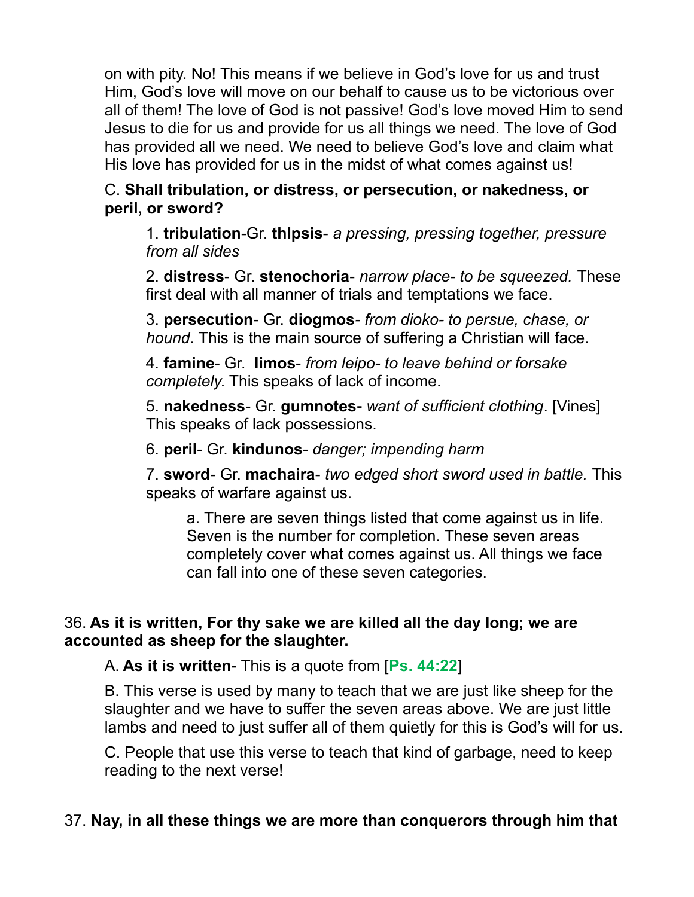on with pity. No! This means if we believe in God's love for us and trust Him, God's love will move on our behalf to cause us to be victorious over all of them! The love of God is not passive! God's love moved Him to send Jesus to die for us and provide for us all things we need. The love of God has provided all we need. We need to believe God's love and claim what His love has provided for us in the midst of what comes against us!

C. **Shall tribulation, or distress, or persecution, or nakedness, or peril, or sword?**

1. **tribulation**-Gr. **thlpsis**- *a pressing, pressing together, pressure from all sides*

2. **distress**- Gr. **stenochoria**- *narrow place- to be squeezed.* These first deal with all manner of trials and temptations we face.

3. **persecution**- Gr. **diogmos**- *from dioko- to persue, chase, or hound*. This is the main source of suffering a Christian will face.

4. **famine**- Gr. **limos**- *from leipo- to leave behind or forsake completely*. This speaks of lack of income.

5. **nakedness**- Gr. **gumnotes-** *want of sufficient clothing*. [Vines] This speaks of lack possessions.

6. **peril**- Gr. **kindunos**- *danger; impending harm*

7. **sword**- Gr. **machaira**- *two edged short sword used in battle.* This speaks of warfare against us.

a. There are seven things listed that come against us in life. Seven is the number for completion. These seven areas completely cover what comes against us. All things we face can fall into one of these seven categories.

36. **As it is written, For thy sake we are killed all the day long; we are accounted as sheep for the slaughter.**

A. **As it is written**- This is a quote from [**Ps. 44:22**]

B. This verse is used by many to teach that we are just like sheep for the slaughter and we have to suffer the seven areas above. We are just little lambs and need to just suffer all of them quietly for this is God's will for us.

C. People that use this verse to teach that kind of garbage, need to keep reading to the next verse!

37. **Nay, in all these things we are more than conquerors through him that**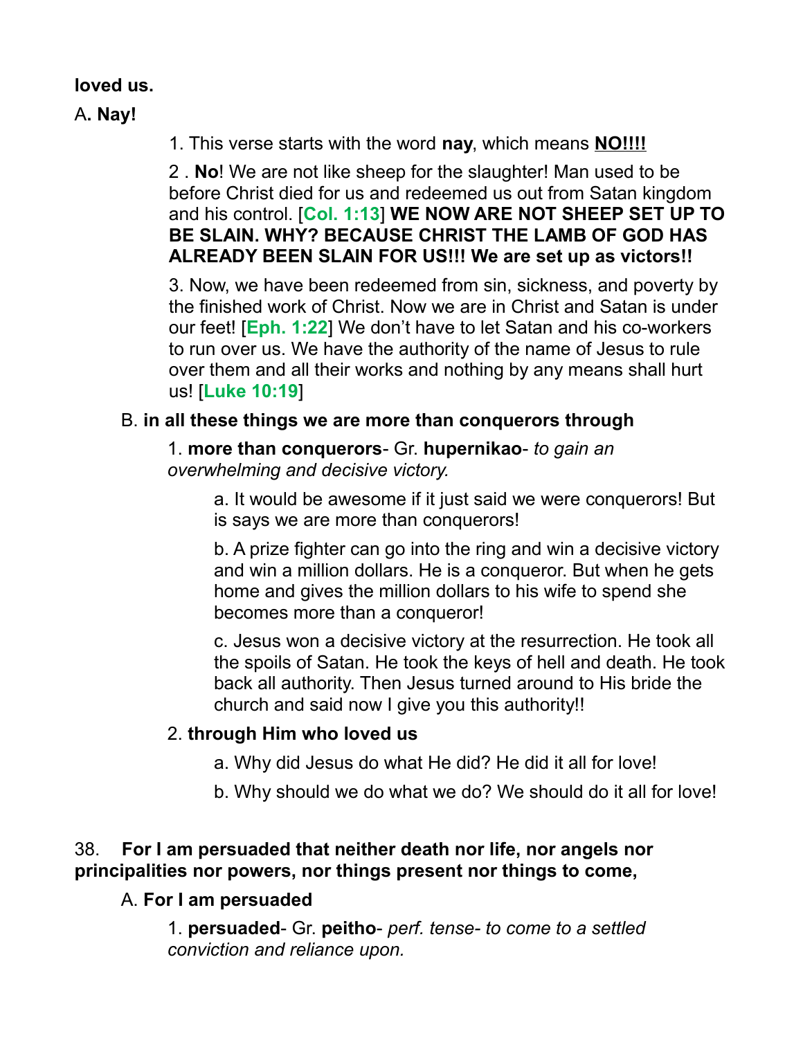**loved us.**

A**. Nay!**

1. This verse starts with the word **nay**, which means **<u>NO!!!!</u>**

2 . **No**! We are not like sheep for the slaughter! Man used to be before Christ died for us and redeemed us out from Satan kingdom and his control. [**Col. 1:13**] **WE NOW ARE NOT SHEEP SET UP TO BE SLAIN. WHY? BECAUSE CHRIST THE LAMB OF GOD HAS ALREADY BEEN SLAIN FOR US!!! We are set up as victors!!**

3. Now, we have been redeemed from sin, sickness, and poverty by the finished work of Christ. Now we are in Christ and Satan is under our feet! [**Eph. 1:22**] We don't have to let Satan and his co-workers to run over us. We have the authority of the name of Jesus to rule over them and all their works and nothing by any means shall hurt us! [**Luke 10:19**]

B. **in all these things we are more than conquerors through**

1. **more than conquerors**- Gr. **hupernikao**- *to gain an overwhelming and decisive victory.*

a. It would be awesome if it just said we were conquerors! But is says we are more than conquerors!

b. A prize fighter can go into the ring and win a decisive victory and win a million dollars. He is a conqueror. But when he gets home and gives the million dollars to his wife to spend she becomes more than a conqueror!

c. Jesus won a decisive victory at the resurrection. He took all the spoils of Satan. He took the keys of hell and death. He took back all authority. Then Jesus turned around to His bride the church and said now I give you this authority!!

2. **through Him who loved us**

a. Why did Jesus do what He did? He did it all for love!

b. Why should we do what we do? We should do it all for love!

38. **For I am persuaded that neither death nor life, nor angels nor principalities nor powers, nor things present nor things to come,**

A. **For I am persuaded**

1. **persuaded**- Gr. **peitho**- *perf. tense- to come to a settled conviction and reliance upon.*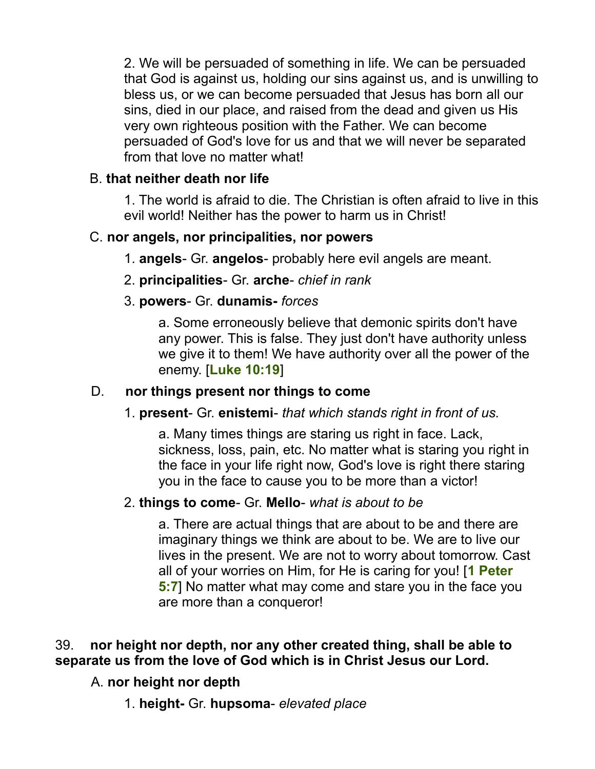2. We will be persuaded of something in life. We can be persuaded that God is against us, holding our sins against us, and is unwilling to bless us, or we can become persuaded that Jesus has born all our sins, died in our place, and raised from the dead and given us His very own righteous position with the Father. We can become persuaded of God's love for us and that we will never be separated from that love no matter what!

B. **that neither death nor life**

1. The world is afraid to die. The Christian is often afraid to live in this evil world! Neither has the power to harm us in Christ!

C. **nor angels, nor principalities, nor powers**

1. **angels**- Gr. **angelos**- probably here evil angels are meant.

2. **principalities**- Gr. **arche**- *chief in rank*

3. **powers**- Gr. **dunamis-** *forces*

a. Some erroneously believe that demonic spirits don't have any power. This is false. They just don't have authority unless we give it to them! We have authority over all the power of the enemy. [**Luke 10:19**]

D. **nor things present nor things to come**

1. **present**- Gr. **enistemi**- *that which stands right in front of us.*

a. Many times things are staring us right in face. Lack, sickness, loss, pain, etc. No matter what is staring you right in the face in your life right now, God's love is right there staring you in the face to cause you to be more than a victor!

2. **things to come**- Gr. **Mello**- *what is about to be*

a. There are actual things that are about to be and there are imaginary things we think are about to be. We are to live our lives in the present. We are not to worry about tomorrow. Cast all of your worries on Him, for He is caring for you! [**1 Peter 5:7**] No matter what may come and stare you in the face you are more than a conqueror!

39. **nor height nor depth, nor any other created thing, shall be able to separate us from the love of God which is in Christ Jesus our Lord.**

A. **nor height nor depth**

1. **height-** Gr. **hupsoma**- *elevated place*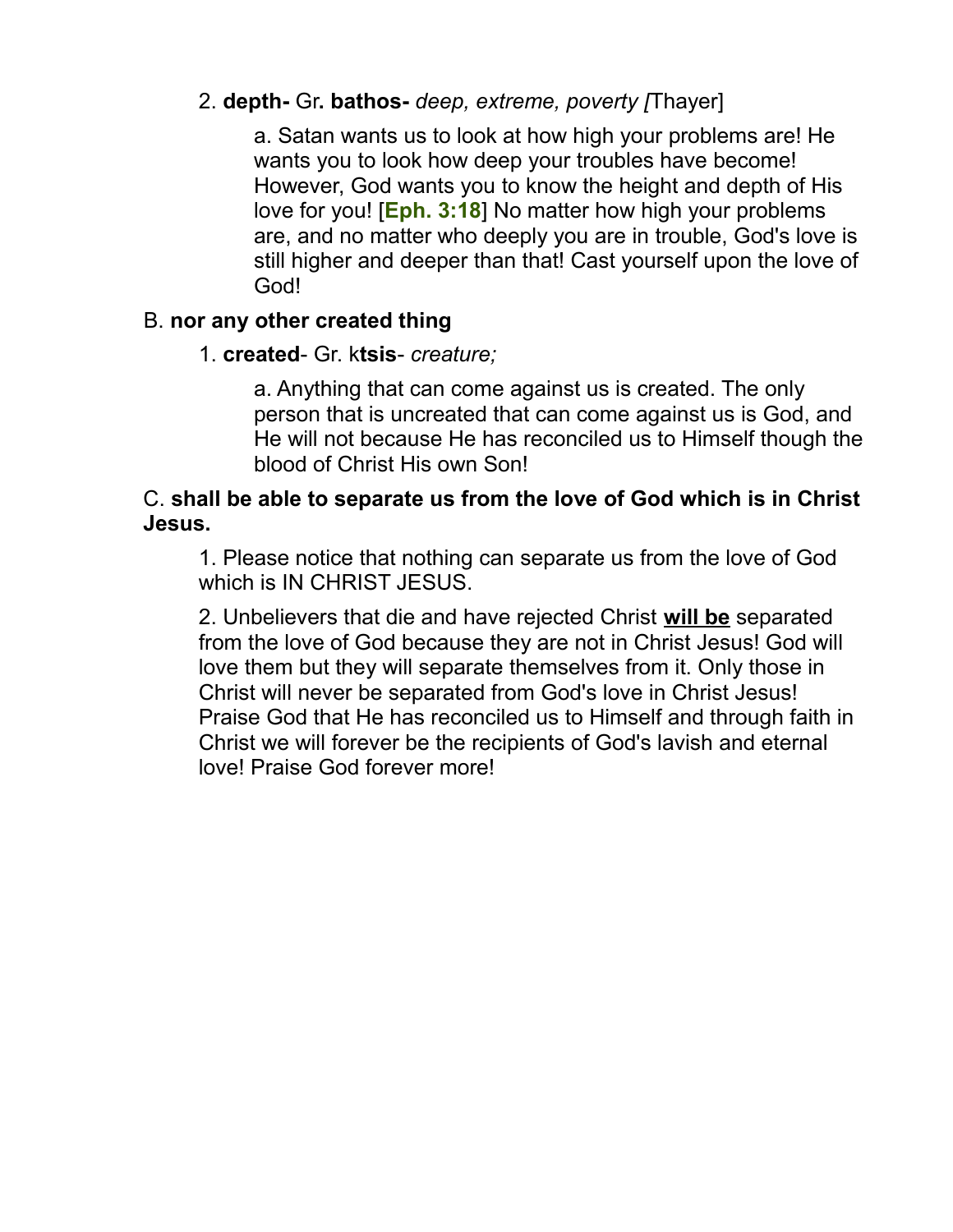2. **depth-** Gr**. bathos-** *deep, extreme, poverty [*Thayer]

a. Satan wants us to look at how high your problems are! He wants you to look how deep your troubles have become! However, God wants you to know the height and depth of His love for you! [**Eph. 3:18**] No matter how high your problems are, and no matter who deeply you are in trouble, God's love is still higher and deeper than that! Cast yourself upon the love of God!

B. **nor any other created thing**

1. **created**- Gr. k**tsis**- *creature;*

a. Anything that can come against us is created. The only person that is uncreated that can come against us is God, and He will not because He has reconciled us to Himself though the blood of Christ His own Son!

C. **shall be able to separate us from the love of God which is in Christ Jesus.**

1. Please notice that nothing can separate us from the love of God which is IN CHRIST JESUS.

2. Unbelievers that die and have rejected Christ <u>**will be**</u> separated from the love of God because they are not in Christ Jesus! God will love them but they will separate themselves from it. Only those in Christ will never be separated from God's love in Christ Jesus! Praise God that He has reconciled us to Himself and through faith in Christ we will forever be the recipients of God's lavish and eternal love! Praise God forever more!